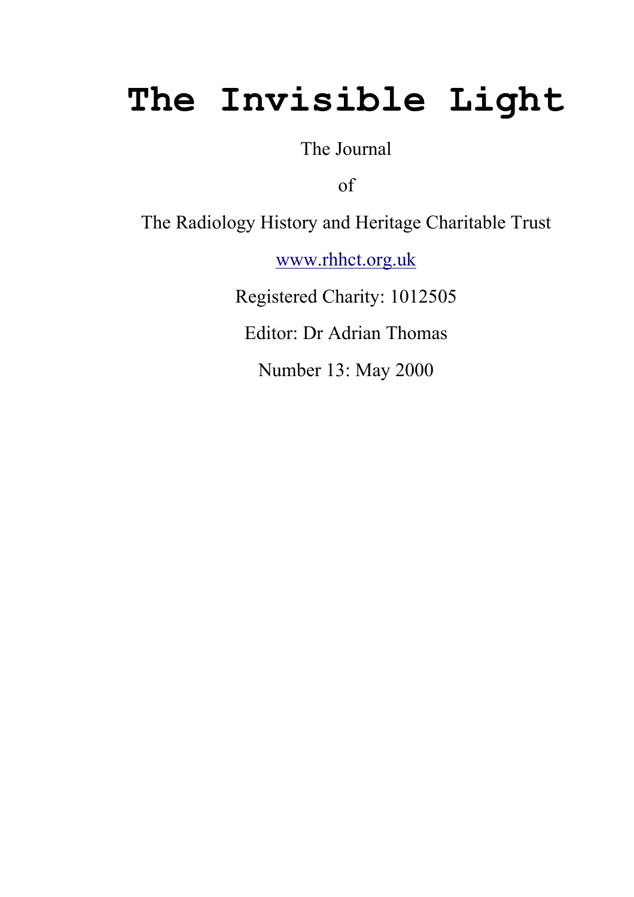# The Invisible Light

The Journal

of

The Radiology History and Heritage Charitable Trust

www.rhhct.org.uk

Registered Charity: 1012505

Editor: Dr Adrian Thomas

Number 13: May 2000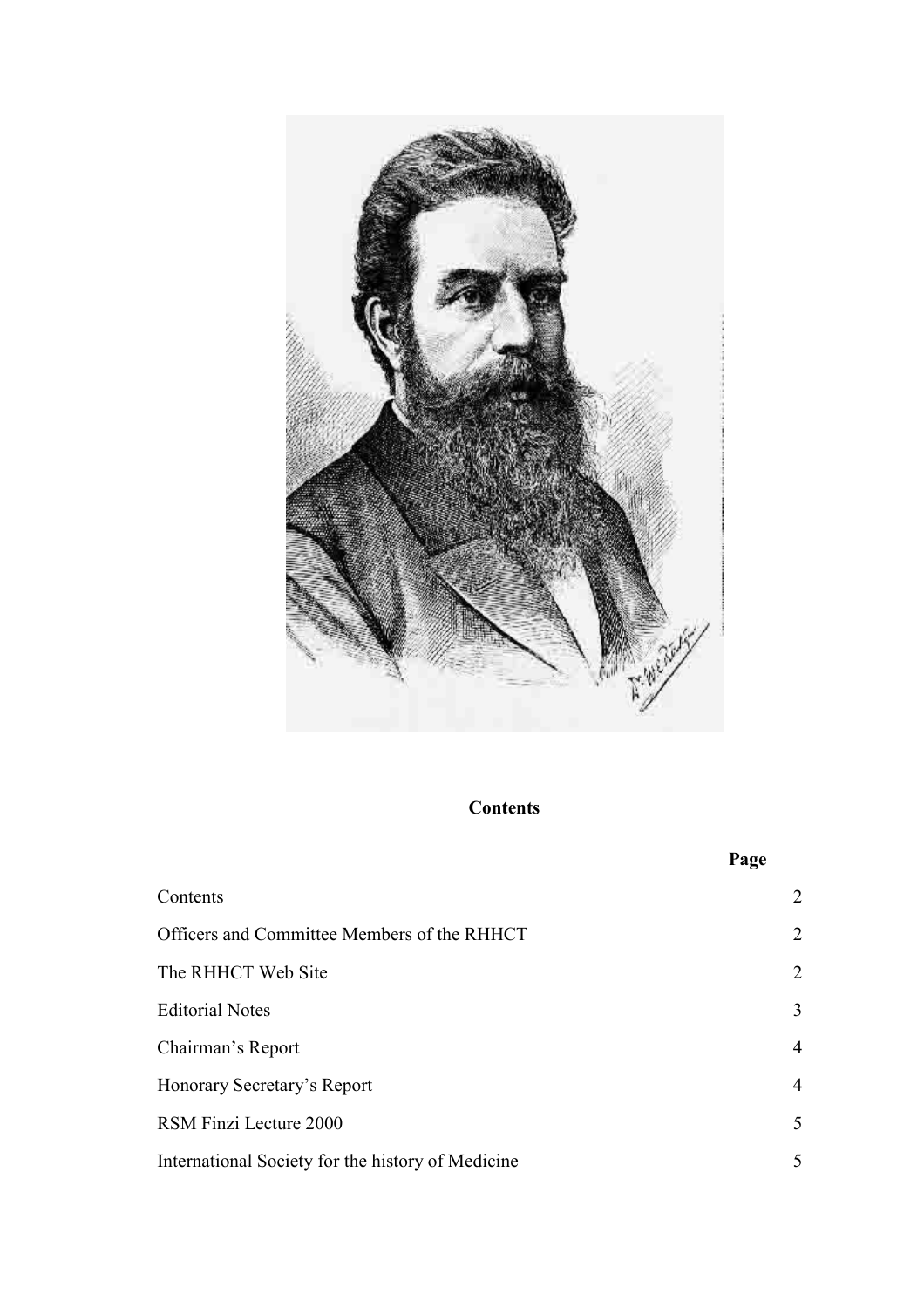## Contents

| | Page |
|---|---|
| Contents | 2 |
| Officers and Committee Members of the RHHCT | 2 |
| The RHHCT Web Site | 2 |
| Editorial Notes | 3 |
| Chairman’s Report | 4 |
| Honorary Secretary’s Report | 4 |
| RSM Finzi Lecture 2000 | 5 |
| International Society for the history of Medicine | 5 |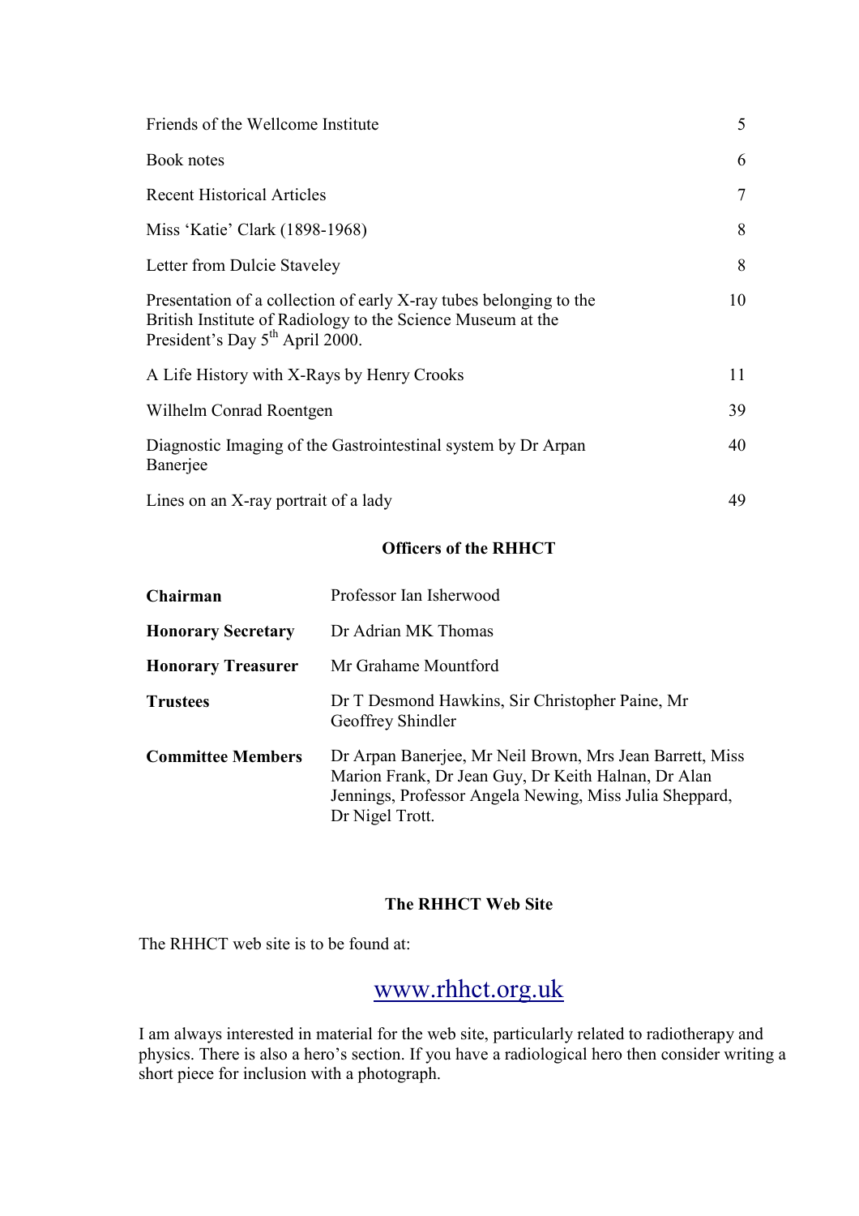| | |
|---|---|
| Friends of the Wellcome Institute | 5 |
| Book notes | 6 |
| Recent Historical Articles | 7 |
| Miss 'Katie' Clark (1898-1968) | 8 |
| Letter from Dulcie Staveley | 8 |
| Presentation of a collection of early X-ray tubes belonging to the British Institute of Radiology to the Science Museum at the President's Day 5th April 2000. | 10 |
| A Life History with X-Rays by Henry Crooks | 11 |
| Wilhelm Conrad Roentgen | 39 |
| Diagnostic Imaging of the Gastrointestinal system by Dr Arpan Banerjee | 40 |
| Lines on an X-ray portrait of a lady | 49 |

## Officers of the RHHCT

| | |
|---|---|
| **Chairman** | Professor Ian Isherwood |
| **Honorary Secretary** | Dr Adrian MK Thomas |
| **Honorary Treasurer** | Mr Grahame Mountford |
| **Trustees** | Dr T Desmond Hawkins, Sir Christopher Paine, Mr Geoffrey Shindler |
| **Committee Members** | Dr Arpan Banerjee, Mr Neil Brown, Mrs Jean Barrett, Miss Marion Frank, Dr Jean Guy, Dr Keith Halnan, Dr Alan Jennings, Professor Angela Newing, Miss Julia Sheppard, Dr Nigel Trott. |

## The RHHCT Web Site

The RHHCT web site is to be found at:

www.rhhct.org.uk

I am always interested in material for the web site, particularly related to radiotherapy and physics. There is also a hero's section. If you have a radiological hero then consider writing a short piece for inclusion with a photograph.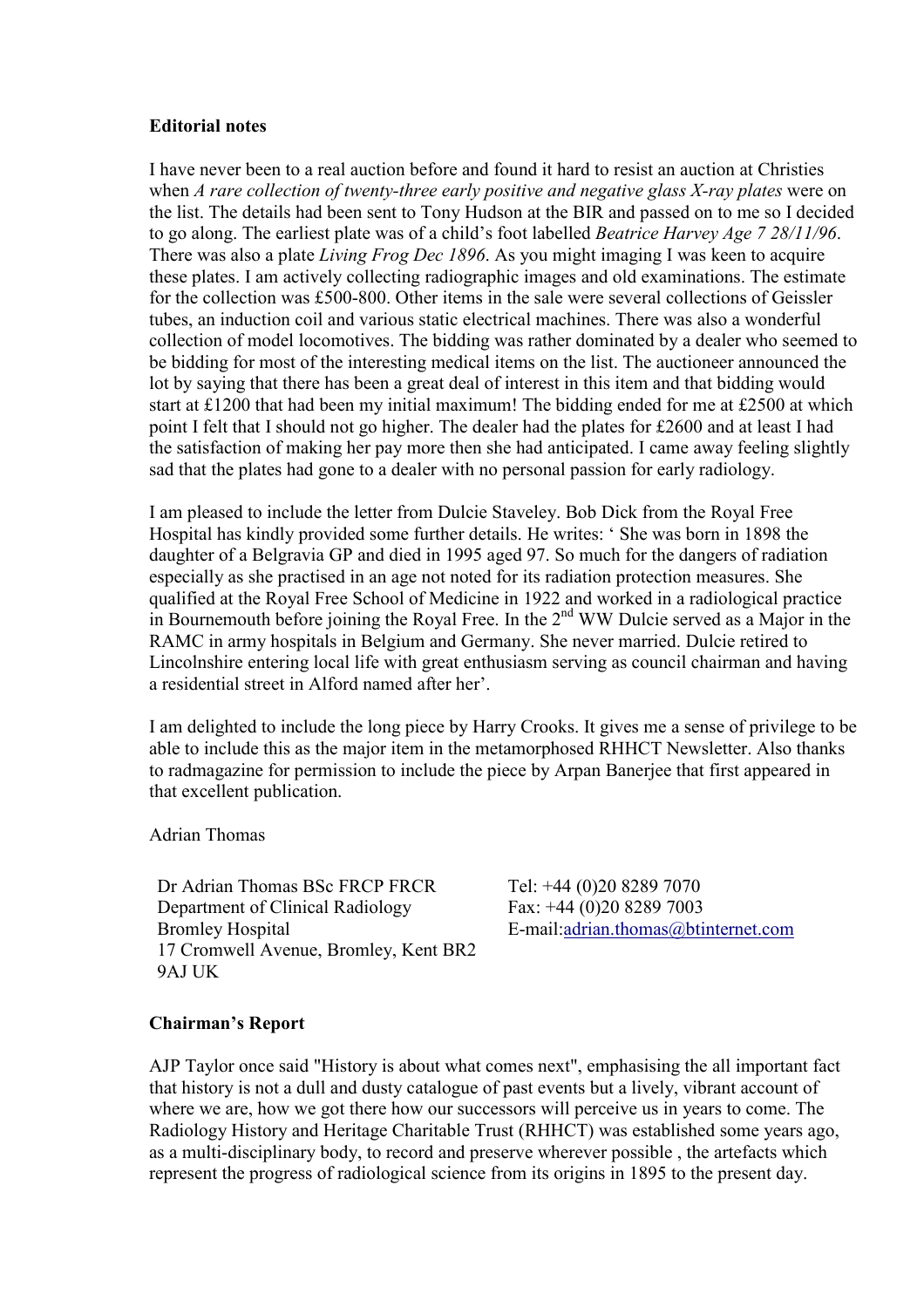## Editorial notes

I have never been to a real auction before and found it hard to resist an auction at Christies when *A rare collection of twenty-three early positive and negative glass X-ray plates* were on the list. The details had been sent to Tony Hudson at the BIR and passed on to me so I decided to go along. The earliest plate was of a child's foot labelled *Beatrice Harvey Age 7 28/11/96*. There was also a plate *Living Frog Dec 1896*. As you might imaging I was keen to acquire these plates. I am actively collecting radiographic images and old examinations. The estimate for the collection was £500-800. Other items in the sale were several collections of Geissler tubes, an induction coil and various static electrical machines. There was also a wonderful collection of model locomotives. The bidding was rather dominated by a dealer who seemed to be bidding for most of the interesting medical items on the list. The auctioneer announced the lot by saying that there has been a great deal of interest in this item and that bidding would start at £1200 that had been my initial maximum! The bidding ended for me at £2500 at which point I felt that I should not go higher. The dealer had the plates for £2600 and at least I had the satisfaction of making her pay more then she had anticipated. I came away feeling slightly sad that the plates had gone to a dealer with no personal passion for early radiology.

I am pleased to include the letter from Dulcie Staveley. Bob Dick from the Royal Free Hospital has kindly provided some further details. He writes: ' She was born in 1898 the daughter of a Belgravia GP and died in 1995 aged 97. So much for the dangers of radiation especially as she practised in an age not noted for its radiation protection measures. She qualified at the Royal Free School of Medicine in 1922 and worked in a radiological practice in Bournemouth before joining the Royal Free. In the 2nd WW Dulcie served as a Major in the RAMC in army hospitals in Belgium and Germany. She never married. Dulcie retired to Lincolnshire entering local life with great enthusiasm serving as council chairman and having a residential street in Alford named after her'.

I am delighted to include the long piece by Harry Crooks. It gives me a sense of privilege to be able to include this as the major item in the metamorphosed RHHCT Newsletter. Also thanks to radmagazine for permission to include the piece by Arpan Banerjee that first appeared in that excellent publication.

Adrian Thomas

Dr Adrian Thomas BSc FRCP FRCR
Department of Clinical Radiology
Bromley Hospital
17 Cromwell Avenue, Bromley, Kent BR2 9AJ UK

Tel: +44 (0)20 8289 7070
Fax: +44 (0)20 8289 7003
E-mail: adrian.thomas@btinternet.com

## Chairman's Report

AJP Taylor once said "History is about what comes next", emphasising the all important fact that history is not a dull and dusty catalogue of past events but a lively, vibrant account of where we are, how we got there how our successors will perceive us in years to come. The Radiology History and Heritage Charitable Trust (RHHCT) was established some years ago, as a multi-disciplinary body, to record and preserve wherever possible , the artefacts which represent the progress of radiological science from its origins in 1895 to the present day.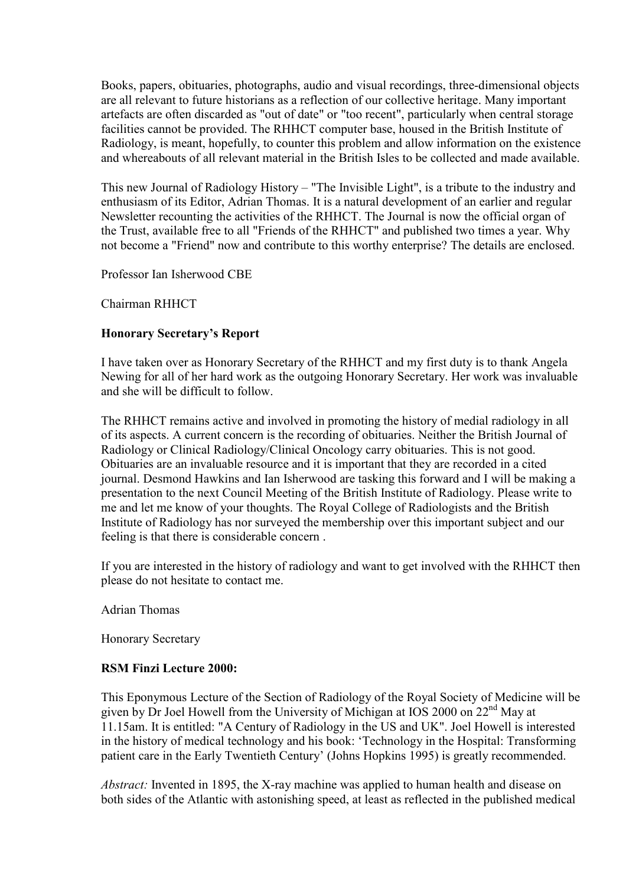Books, papers, obituaries, photographs, audio and visual recordings, three-dimensional objects are all relevant to future historians as a reflection of our collective heritage. Many important artefacts are often discarded as "out of date" or "too recent", particularly when central storage facilities cannot be provided. The RHHCT computer base, housed in the British Institute of Radiology, is meant, hopefully, to counter this problem and allow information on the existence and whereabouts of all relevant material in the British Isles to be collected and made available.

This new Journal of Radiology History – "The Invisible Light", is a tribute to the industry and enthusiasm of its Editor, Adrian Thomas. It is a natural development of an earlier and regular Newsletter recounting the activities of the RHHCT. The Journal is now the official organ of the Trust, available free to all "Friends of the RHHCT" and published two times a year. Why not become a "Friend" now and contribute to this worthy enterprise? The details are enclosed.

Professor Ian Isherwood CBE

Chairman RHHCT

**Honorary Secretary's Report**

I have taken over as Honorary Secretary of the RHHCT and my first duty is to thank Angela Newing for all of her hard work as the outgoing Honorary Secretary. Her work was invaluable and she will be difficult to follow.

The RHHCT remains active and involved in promoting the history of medial radiology in all of its aspects. A current concern is the recording of obituaries. Neither the British Journal of Radiology or Clinical Radiology/Clinical Oncology carry obituaries. This is not good. Obituaries are an invaluable resource and it is important that they are recorded in a cited journal. Desmond Hawkins and Ian Isherwood are tasking this forward and I will be making a presentation to the next Council Meeting of the British Institute of Radiology. Please write to me and let me know of your thoughts. The Royal College of Radiologists and the British Institute of Radiology has nor surveyed the membership over this important subject and our feeling is that there is considerable concern .

If you are interested in the history of radiology and want to get involved with the RHHCT then please do not hesitate to contact me.

Adrian Thomas

Honorary Secretary

**RSM Finzi Lecture 2000:**

This Eponymous Lecture of the Section of Radiology of the Royal Society of Medicine will be given by Dr Joel Howell from the University of Michigan at IOS 2000 on 22nd May at 11.15am. It is entitled: "A Century of Radiology in the US and UK". Joel Howell is interested in the history of medical technology and his book: 'Technology in the Hospital: Transforming patient care in the Early Twentieth Century' (Johns Hopkins 1995) is greatly recommended.

*Abstract:* Invented in 1895, the X-ray machine was applied to human health and disease on both sides of the Atlantic with astonishing speed, at least as reflected in the published medical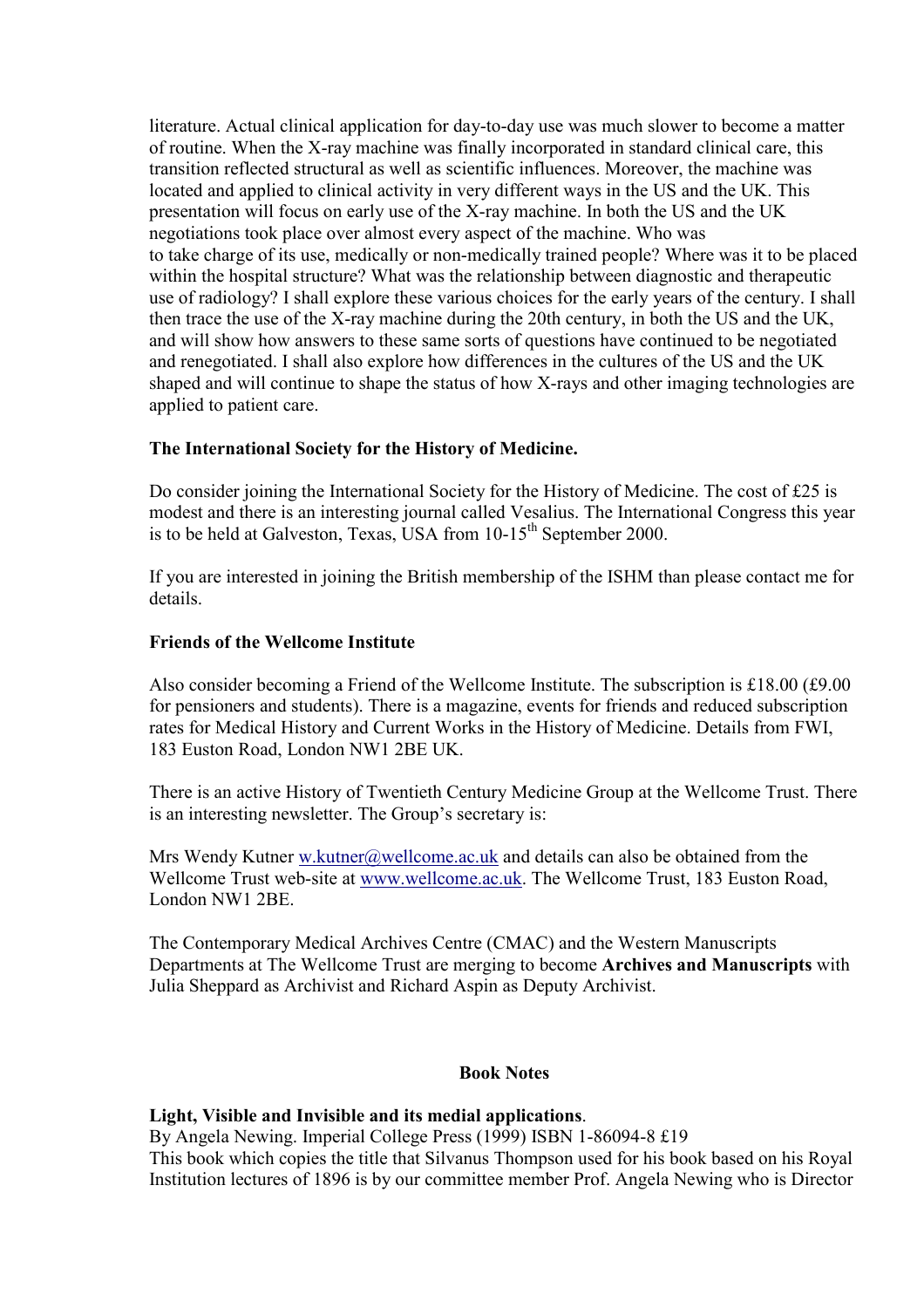literature. Actual clinical application for day-to-day use was much slower to become a matter of routine. When the X-ray machine was finally incorporated in standard clinical care, this transition reflected structural as well as scientific influences. Moreover, the machine was located and applied to clinical activity in very different ways in the US and the UK. This presentation will focus on early use of the X-ray machine. In both the US and the UK negotiations took place over almost every aspect of the machine. Who was to take charge of its use, medically or non-medically trained people? Where was it to be placed within the hospital structure? What was the relationship between diagnostic and therapeutic use of radiology? I shall explore these various choices for the early years of the century. I shall then trace the use of the X-ray machine during the 20th century, in both the US and the UK, and will show how answers to these same sorts of questions have continued to be negotiated and renegotiated. I shall also explore how differences in the cultures of the US and the UK shaped and will continue to shape the status of how X-rays and other imaging technologies are applied to patient care.

**The International Society for the History of Medicine.**

Do consider joining the International Society for the History of Medicine. The cost of £25 is modest and there is an interesting journal called Vesalius. The International Congress this year is to be held at Galveston, Texas, USA from 10-15th September 2000.

If you are interested in joining the British membership of the ISHM than please contact me for details.

**Friends of the Wellcome Institute**

Also consider becoming a Friend of the Wellcome Institute. The subscription is £18.00 (£9.00 for pensioners and students). There is a magazine, events for friends and reduced subscription rates for Medical History and Current Works in the History of Medicine. Details from FWI, 183 Euston Road, London NW1 2BE UK.

There is an active History of Twentieth Century Medicine Group at the Wellcome Trust. There is an interesting newsletter. The Group's secretary is:

Mrs Wendy Kutner w.kutner@wellcome.ac.uk and details can also be obtained from the Wellcome Trust web-site at www.wellcome.ac.uk. The Wellcome Trust, 183 Euston Road, London NW1 2BE.

The Contemporary Medical Archives Centre (CMAC) and the Western Manuscripts Departments at The Wellcome Trust are merging to become **Archives and Manuscripts** with Julia Sheppard as Archivist and Richard Aspin as Deputy Archivist.

## Book Notes

**Light, Visible and Invisible and its medial applications**.
By Angela Newing. Imperial College Press (1999) ISBN 1-86094-8 £19
This book which copies the title that Silvanus Thompson used for his book based on his Royal Institution lectures of 1896 is by our committee member Prof. Angela Newing who is Director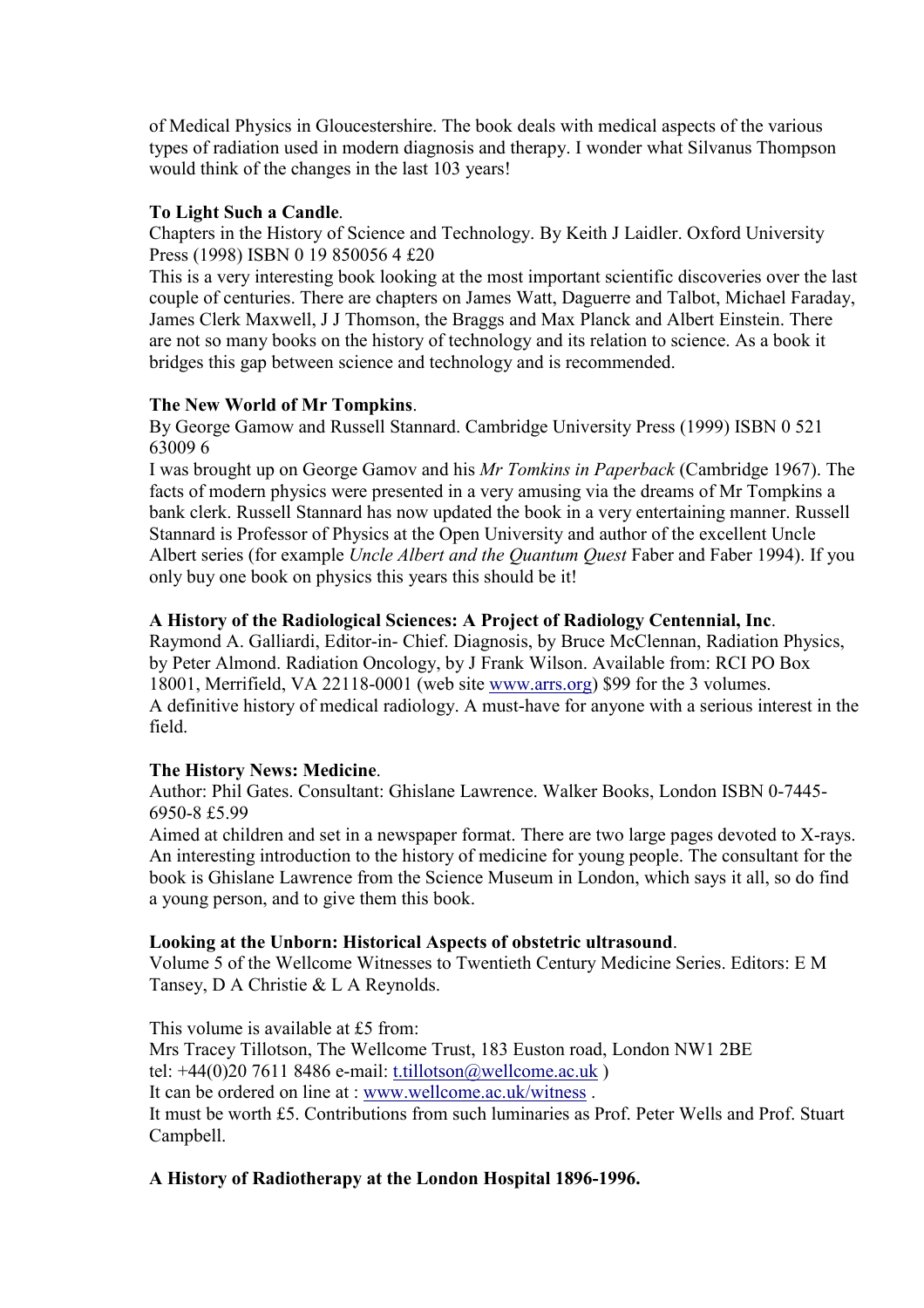of Medical Physics in Gloucestershire. The book deals with medical aspects of the various types of radiation used in modern diagnosis and therapy. I wonder what Silvanus Thompson would think of the changes in the last 103 years!

**To Light Such a Candle**.

Chapters in the History of Science and Technology. By Keith J Laidler. Oxford University Press (1998) ISBN 0 19 850056 4 £20

This is a very interesting book looking at the most important scientific discoveries over the last couple of centuries. There are chapters on James Watt, Daguerre and Talbot, Michael Faraday, James Clerk Maxwell, J J Thomson, the Braggs and Max Planck and Albert Einstein. There are not so many books on the history of technology and its relation to science. As a book it bridges this gap between science and technology and is recommended.

**The New World of Mr Tompkins**.

By George Gamow and Russell Stannard. Cambridge University Press (1999) ISBN 0 521 63009 6

I was brought up on George Gamov and his *Mr Tomkins in Paperback* (Cambridge 1967). The facts of modern physics were presented in a very amusing via the dreams of Mr Tompkins a bank clerk. Russell Stannard has now updated the book in a very entertaining manner. Russell Stannard is Professor of Physics at the Open University and author of the excellent Uncle Albert series (for example *Uncle Albert and the Quantum Quest* Faber and Faber 1994). If you only buy one book on physics this years this should be it!

**A History of the Radiological Sciences: A Project of Radiology Centennial, Inc**.

Raymond A. Galliardi, Editor-in- Chief. Diagnosis, by Bruce McClennan, Radiation Physics, by Peter Almond. Radiation Oncology, by J Frank Wilson. Available from: RCI PO Box 18001, Merrifield, VA 22118-0001 (web site www.arrs.org) $99 for the 3 volumes.

A definitive history of medical radiology. A must-have for anyone with a serious interest in the field.

**The History News: Medicine**.

Author: Phil Gates. Consultant: Ghislane Lawrence. Walker Books, London ISBN 0-7445-6950-8 £5.99

Aimed at children and set in a newspaper format. There are two large pages devoted to X-rays. An interesting introduction to the history of medicine for young people. The consultant for the book is Ghislane Lawrence from the Science Museum in London, which says it all, so do find a young person, and to give them this book.

**Looking at the Unborn: Historical Aspects of obstetric ultrasound**.

Volume 5 of the Wellcome Witnesses to Twentieth Century Medicine Series. Editors: E M Tansey, D A Christie & L A Reynolds.

This volume is available at £5 from:
Mrs Tracey Tillotson, The Wellcome Trust, 183 Euston road, London NW1 2BE
tel: +44(0)20 7611 8486 e-mail: t.tillotson@wellcome.ac.uk )
It can be ordered on line at : www.wellcome.ac.uk/witness .
It must be worth £5. Contributions from such luminaries as Prof. Peter Wells and Prof. Stuart Campbell.

**A History of Radiotherapy at the London Hospital 1896-1996.**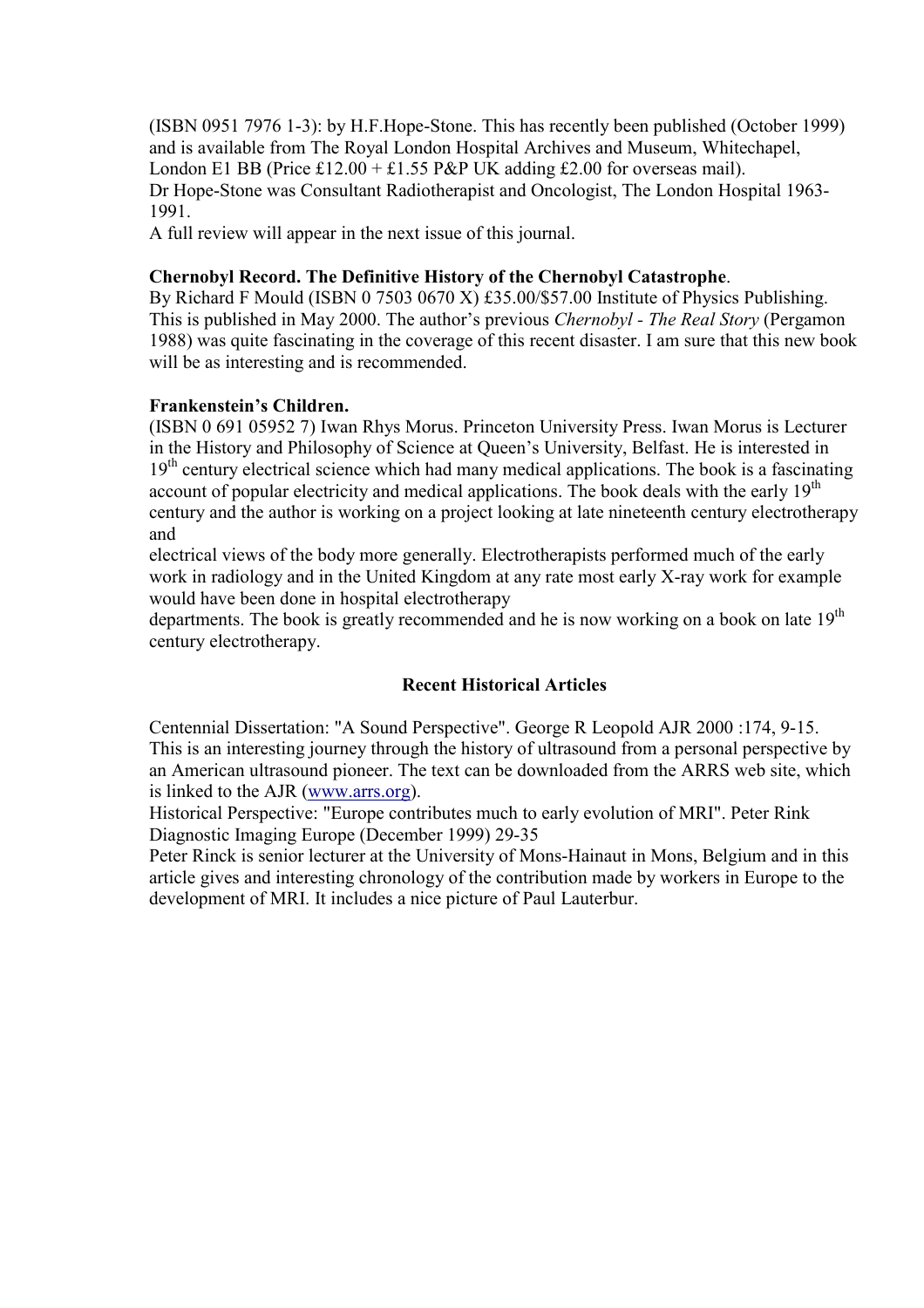(ISBN 0951 7976 1-3): by H.F.Hope-Stone. This has recently been published (October 1999) and is available from The Royal London Hospital Archives and Museum, Whitechapel, London E1 BB (Price £12.00 + £1.55 P&P UK adding £2.00 for overseas mail).
Dr Hope-Stone was Consultant Radiotherapist and Oncologist, The London Hospital 1963-1991.
A full review will appear in the next issue of this journal.

**Chernobyl Record. The Definitive History of the Chernobyl Catastrophe**.
By Richard F Mould (ISBN 0 7503 0670 X) £35.00/$57.00 Institute of Physics Publishing. This is published in May 2000. The author's previous *Chernobyl - The Real Story* (Pergamon 1988) was quite fascinating in the coverage of this recent disaster. I am sure that this new book will be as interesting and is recommended.

**Frankenstein's Children.**
(ISBN 0 691 05952 7) Iwan Rhys Morus. Princeton University Press. Iwan Morus is Lecturer in the History and Philosophy of Science at Queen's University, Belfast. He is interested in 19th century electrical science which had many medical applications. The book is a fascinating account of popular electricity and medical applications. The book deals with the early 19th century and the author is working on a project looking at late nineteenth century electrotherapy and electrical views of the body more generally. Electrotherapists performed much of the early work in radiology and in the United Kingdom at any rate most early X-ray work for example would have been done in hospital electrotherapy departments. The book is greatly recommended and he is now working on a book on late 19th century electrotherapy.

## Recent Historical Articles

Centennial Dissertation: "A Sound Perspective". George R Leopold AJR 2000 :174, 9-15. This is an interesting journey through the history of ultrasound from a personal perspective by an American ultrasound pioneer. The text can be downloaded from the ARRS web site, which is linked to the AJR (www.arrs.org).
Historical Perspective: "Europe contributes much to early evolution of MRI". Peter Rink Diagnostic Imaging Europe (December 1999) 29-35
Peter Rinck is senior lecturer at the University of Mons-Hainaut in Mons, Belgium and in this article gives and interesting chronology of the contribution made by workers in Europe to the development of MRI. It includes a nice picture of Paul Lauterbur.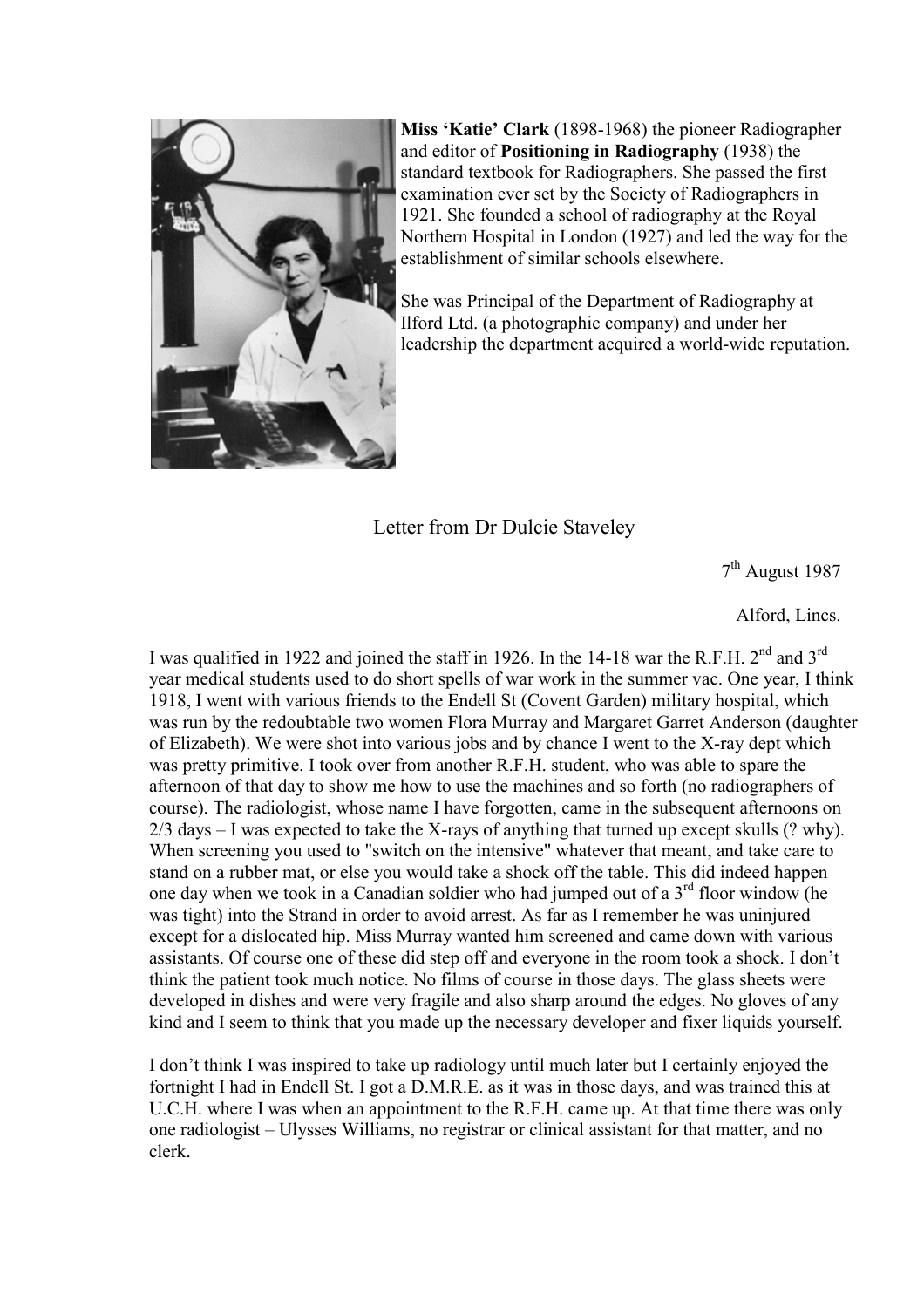**Miss 'Katie' Clark** (1898-1968) the pioneer Radiographer and editor of **Positioning in Radiography** (1938) the standard textbook for Radiographers. She passed the first examination ever set by the Society of Radiographers in 1921. She founded a school of radiography at the Royal Northern Hospital in London (1927) and led the way for the establishment of similar schools elsewhere.

She was Principal of the Department of Radiography at Ilford Ltd. (a photographic company) and under her leadership the department acquired a world-wide reputation.

## Letter from Dr Dulcie Staveley

7th August 1987

Alford, Lincs.

I was qualified in 1922 and joined the staff in 1926. In the 14-18 war the R.F.H. 2nd and 3rd year medical students used to do short spells of war work in the summer vac. One year, I think 1918, I went with various friends to the Endell St (Covent Garden) military hospital, which was run by the redoubtable two women Flora Murray and Margaret Garret Anderson (daughter of Elizabeth). We were shot into various jobs and by chance I went to the X-ray dept which was pretty primitive. I took over from another R.F.H. student, who was able to spare the afternoon of that day to show me how to use the machines and so forth (no radiographers of course). The radiologist, whose name I have forgotten, came in the subsequent afternoons on 2/3 days – I was expected to take the X-rays of anything that turned up except skulls (? why). When screening you used to "switch on the intensive" whatever that meant, and take care to stand on a rubber mat, or else you would take a shock off the table. This did indeed happen one day when we took in a Canadian soldier who had jumped out of a 3rd floor window (he was tight) into the Strand in order to avoid arrest. As far as I remember he was uninjured except for a dislocated hip. Miss Murray wanted him screened and came down with various assistants. Of course one of these did step off and everyone in the room took a shock. I don't think the patient took much notice. No films of course in those days. The glass sheets were developed in dishes and were very fragile and also sharp around the edges. No gloves of any kind and I seem to think that you made up the necessary developer and fixer liquids yourself.

I don't think I was inspired to take up radiology until much later but I certainly enjoyed the fortnight I had in Endell St. I got a D.M.R.E. as it was in those days, and was trained this at U.C.H. where I was when an appointment to the R.F.H. came up. At that time there was only one radiologist – Ulysses Williams, no registrar or clinical assistant for that matter, and no clerk.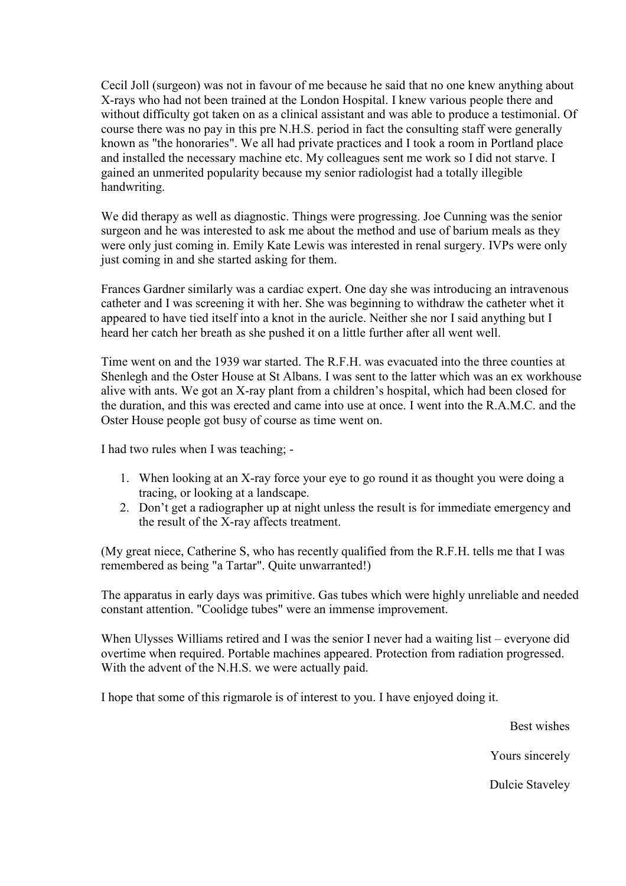Cecil Joll (surgeon) was not in favour of me because he said that no one knew anything about X-rays who had not been trained at the London Hospital. I knew various people there and without difficulty got taken on as a clinical assistant and was able to produce a testimonial. Of course there was no pay in this pre N.H.S. period in fact the consulting staff were generally known as "the honoraries". We all had private practices and I took a room in Portland place and installed the necessary machine etc. My colleagues sent me work so I did not starve. I gained an unmerited popularity because my senior radiologist had a totally illegible handwriting.

We did therapy as well as diagnostic. Things were progressing. Joe Cunning was the senior surgeon and he was interested to ask me about the method and use of barium meals as they were only just coming in. Emily Kate Lewis was interested in renal surgery. IVPs were only just coming in and she started asking for them.

Frances Gardner similarly was a cardiac expert. One day she was introducing an intravenous catheter and I was screening it with her. She was beginning to withdraw the catheter whet it appeared to have tied itself into a knot in the auricle. Neither she nor I said anything but I heard her catch her breath as she pushed it on a little further after all went well.

Time went on and the 1939 war started. The R.F.H. was evacuated into the three counties at Shenlegh and the Oster House at St Albans. I was sent to the latter which was an ex workhouse alive with ants. We got an X-ray plant from a children's hospital, which had been closed for the duration, and this was erected and came into use at once. I went into the R.A.M.C. and the Oster House people got busy of course as time went on.

I had two rules when I was teaching; -

1. When looking at an X-ray force your eye to go round it as thought you were doing a tracing, or looking at a landscape.
2. Don't get a radiographer up at night unless the result is for immediate emergency and the result of the X-ray affects treatment.

(My great niece, Catherine S, who has recently qualified from the R.F.H. tells me that I was remembered as being "a Tartar". Quite unwarranted!)

The apparatus in early days was primitive. Gas tubes which were highly unreliable and needed constant attention. "Coolidge tubes" were an immense improvement.

When Ulysses Williams retired and I was the senior I never had a waiting list – everyone did overtime when required. Portable machines appeared. Protection from radiation progressed. With the advent of the N.H.S. we were actually paid.

I hope that some of this rigmarole is of interest to you. I have enjoyed doing it.

Best wishes

Yours sincerely

Dulcie Staveley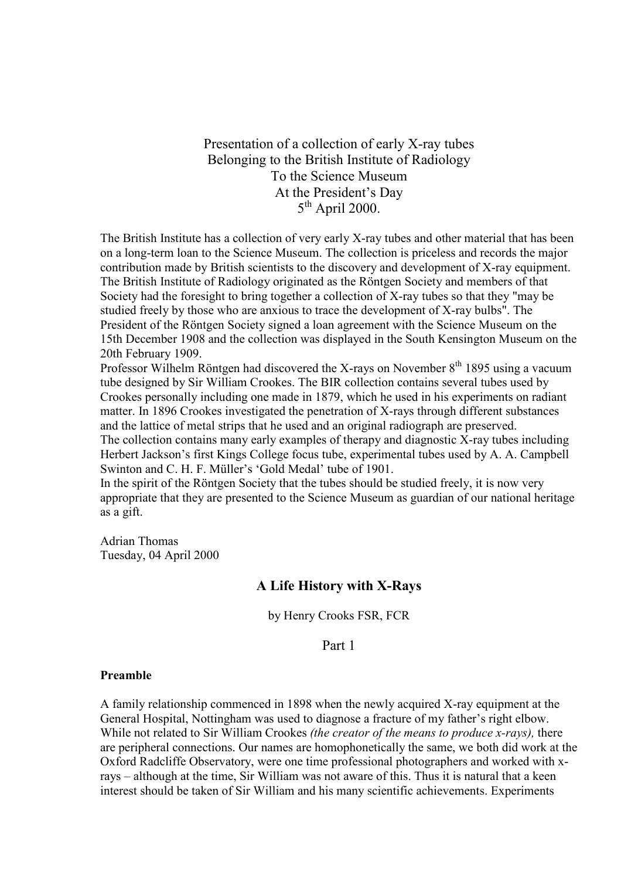Presentation of a collection of early X-ray tubes
Belonging to the British Institute of Radiology
To the Science Museum
At the President's Day
5th April 2000.

The British Institute has a collection of very early X-ray tubes and other material that has been on a long-term loan to the Science Museum. The collection is priceless and records the major contribution made by British scientists to the discovery and development of X-ray equipment. The British Institute of Radiology originated as the Röntgen Society and members of that Society had the foresight to bring together a collection of X-ray tubes so that they "may be studied freely by those who are anxious to trace the development of X-ray bulbs". The President of the Röntgen Society signed a loan agreement with the Science Museum on the 15th December 1908 and the collection was displayed in the South Kensington Museum on the 20th February 1909.

Professor Wilhelm Röntgen had discovered the X-rays on November 8th 1895 using a vacuum tube designed by Sir William Crookes. The BIR collection contains several tubes used by Crookes personally including one made in 1879, which he used in his experiments on radiant matter. In 1896 Crookes investigated the penetration of X-rays through different substances and the lattice of metal strips that he used and an original radiograph are preserved.

The collection contains many early examples of therapy and diagnostic X-ray tubes including Herbert Jackson's first Kings College focus tube, experimental tubes used by A. A. Campbell Swinton and C. H. F. Müller's 'Gold Medal' tube of 1901.

In the spirit of the Röntgen Society that the tubes should be studied freely, it is now very appropriate that they are presented to the Science Museum as guardian of our national heritage as a gift.

Adrian Thomas
Tuesday, 04 April 2000

## A Life History with X-Rays

by Henry Crooks FSR, FCR

Part 1

### Preamble

A family relationship commenced in 1898 when the newly acquired X-ray equipment at the General Hospital, Nottingham was used to diagnose a fracture of my father's right elbow. While not related to Sir William Crookes *(the creator of the means to produce x-rays),* there are peripheral connections. Our names are homophonetically the same, we both did work at the Oxford Radcliffe Observatory, were one time professional photographers and worked with x-rays – although at the time, Sir William was not aware of this. Thus it is natural that a keen interest should be taken of Sir William and his many scientific achievements. Experiments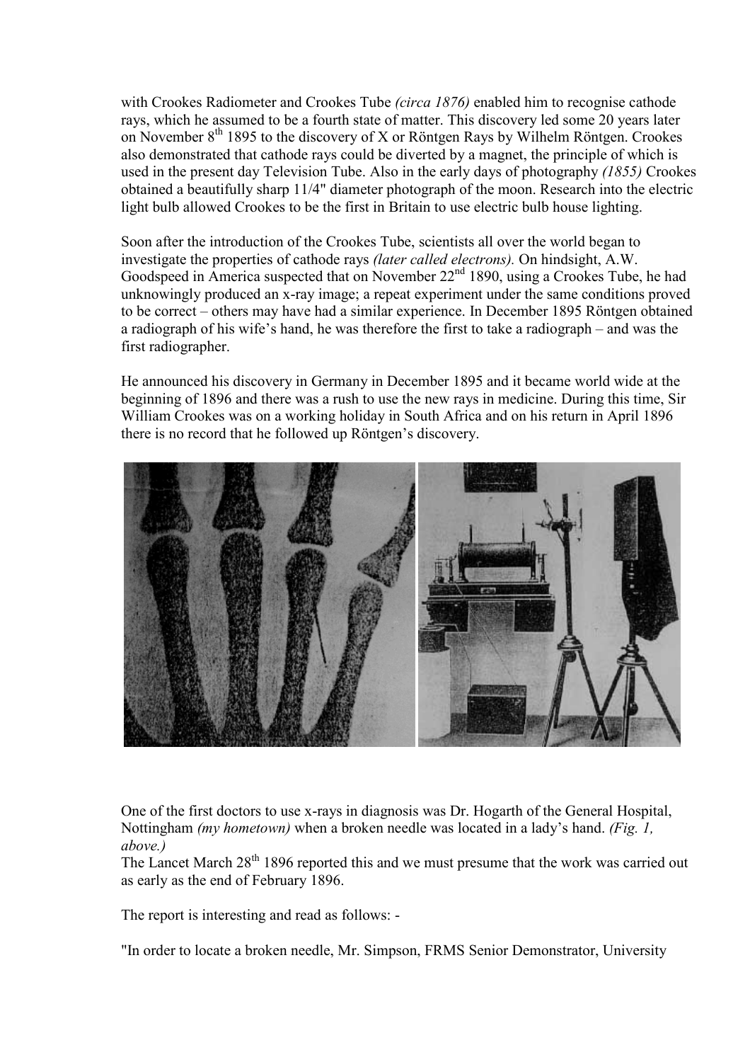with Crookes Radiometer and Crookes Tube *(circa 1876)* enabled him to recognise cathode rays, which he assumed to be a fourth state of matter. This discovery led some 20 years later on November 8th 1895 to the discovery of X or Röntgen Rays by Wilhelm Röntgen. Crookes also demonstrated that cathode rays could be diverted by a magnet, the principle of which is used in the present day Television Tube. Also in the early days of photography *(1855)* Crookes obtained a beautifully sharp 11/4" diameter photograph of the moon. Research into the electric light bulb allowed Crookes to be the first in Britain to use electric bulb house lighting.

Soon after the introduction of the Crookes Tube, scientists all over the world began to investigate the properties of cathode rays *(later called electrons).* On hindsight, A.W. Goodspeed in America suspected that on November 22nd 1890, using a Crookes Tube, he had unknowingly produced an x-ray image; a repeat experiment under the same conditions proved to be correct – others may have had a similar experience. In December 1895 Röntgen obtained a radiograph of his wife's hand, he was therefore the first to take a radiograph – and was the first radiographer.

He announced his discovery in Germany in December 1895 and it became world wide at the beginning of 1896 and there was a rush to use the new rays in medicine. During this time, Sir William Crookes was on a working holiday in South Africa and on his return in April 1896 there is no record that he followed up Röntgen's discovery.

One of the first doctors to use x-rays in diagnosis was Dr. Hogarth of the General Hospital, Nottingham *(my hometown)* when a broken needle was located in a lady's hand. *(Fig. 1, above.)*
The Lancet March 28th 1896 reported this and we must presume that the work was carried out as early as the end of February 1896.

The report is interesting and read as follows: -

"In order to locate a broken needle, Mr. Simpson, FRMS Senior Demonstrator, University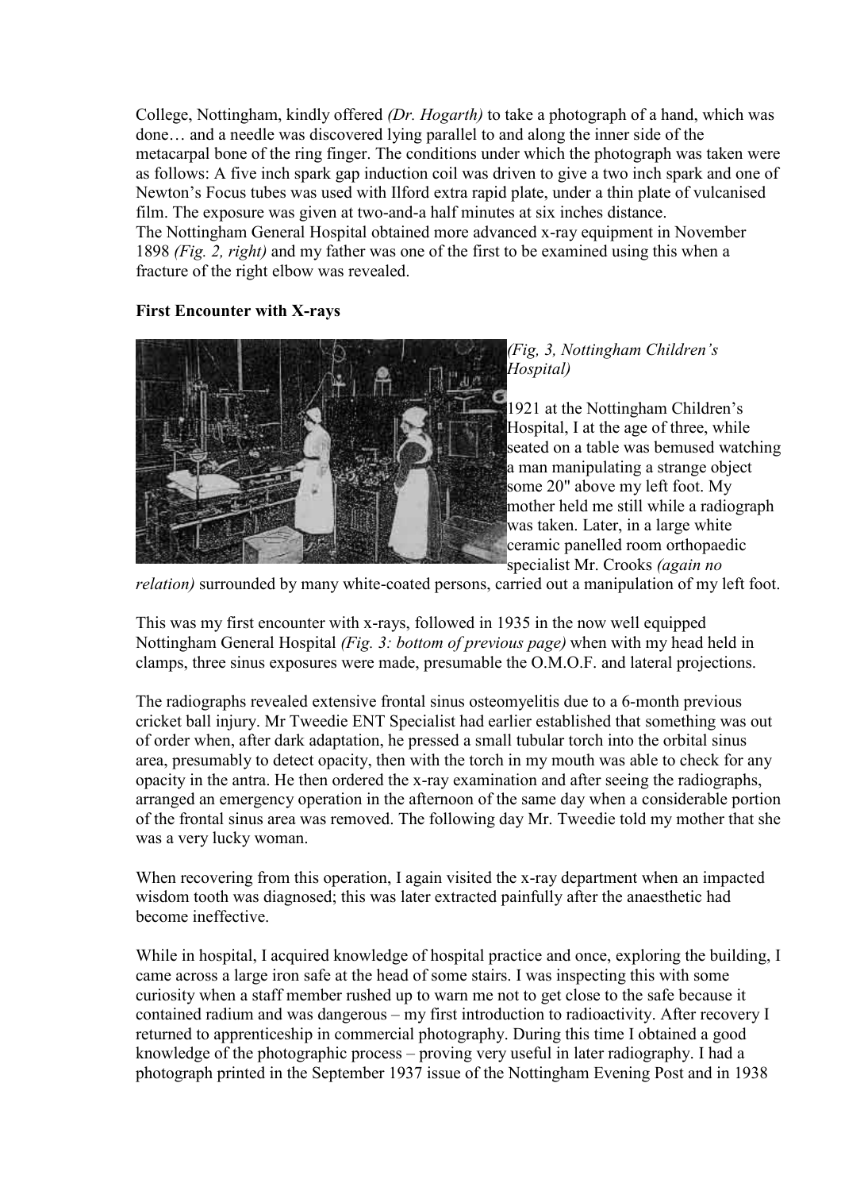College, Nottingham, kindly offered *(Dr. Hogarth)* to take a photograph of a hand, which was done… and a needle was discovered lying parallel to and along the inner side of the metacarpal bone of the ring finger. The conditions under which the photograph was taken were as follows: A five inch spark gap induction coil was driven to give a two inch spark and one of Newton's Focus tubes was used with Ilford extra rapid plate, under a thin plate of vulcanised film. The exposure was given at two-and-a half minutes at six inches distance.
The Nottingham General Hospital obtained more advanced x-ray equipment in November 1898 *(Fig. 2, right)* and my father was one of the first to be examined using this when a fracture of the right elbow was revealed.

**First Encounter with X-rays**

*(Fig, 3, Nottingham Children's Hospital)*

1921 at the Nottingham Children's Hospital, I at the age of three, while seated on a table was bemused watching a man manipulating a strange object some 20" above my left foot. My mother held me still while a radiograph was taken. Later, in a large white ceramic panelled room orthopaedic specialist Mr. Crooks *(again no relation)* surrounded by many white-coated persons, carried out a manipulation of my left foot.

This was my first encounter with x-rays, followed in 1935 in the now well equipped Nottingham General Hospital *(Fig. 3: bottom of previous page)* when with my head held in clamps, three sinus exposures were made, presumable the O.M.O.F. and lateral projections.

The radiographs revealed extensive frontal sinus osteomyelitis due to a 6-month previous cricket ball injury. Mr Tweedie ENT Specialist had earlier established that something was out of order when, after dark adaptation, he pressed a small tubular torch into the orbital sinus area, presumably to detect opacity, then with the torch in my mouth was able to check for any opacity in the antra. He then ordered the x-ray examination and after seeing the radiographs, arranged an emergency operation in the afternoon of the same day when a considerable portion of the frontal sinus area was removed. The following day Mr. Tweedie told my mother that she was a very lucky woman.

When recovering from this operation, I again visited the x-ray department when an impacted wisdom tooth was diagnosed; this was later extracted painfully after the anaesthetic had become ineffective.

While in hospital, I acquired knowledge of hospital practice and once, exploring the building, I came across a large iron safe at the head of some stairs. I was inspecting this with some curiosity when a staff member rushed up to warn me not to get close to the safe because it contained radium and was dangerous – my first introduction to radioactivity. After recovery I returned to apprenticeship in commercial photography. During this time I obtained a good knowledge of the photographic process – proving very useful in later radiography. I had a photograph printed in the September 1937 issue of the Nottingham Evening Post and in 1938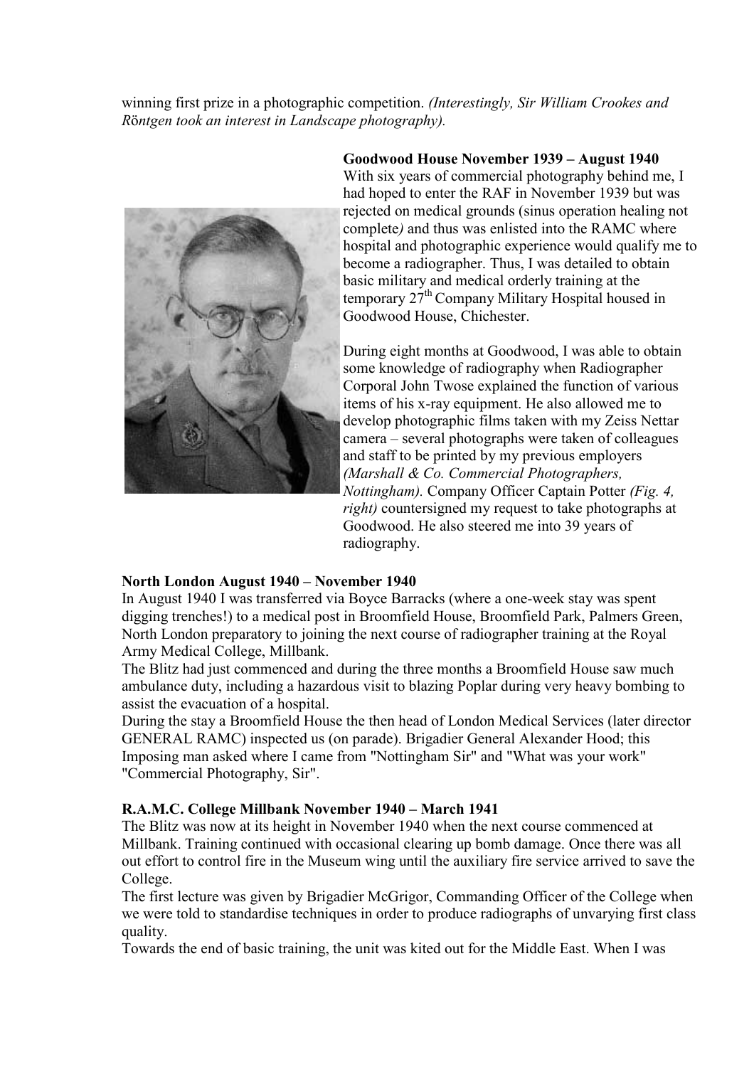winning first prize in a photographic competition. *(Interestingly, Sir William Crookes and Röntgen took an interest in Landscape photography).*

**Goodwood House November 1939 – August 1940**

With six years of commercial photography behind me, I had hoped to enter the RAF in November 1939 but was rejected on medical grounds (sinus operation healing not complete*)* and thus was enlisted into the RAMC where hospital and photographic experience would qualify me to become a radiographer. Thus, I was detailed to obtain basic military and medical orderly training at the temporary 27th Company Military Hospital housed in Goodwood House, Chichester.

During eight months at Goodwood, I was able to obtain some knowledge of radiography when Radiographer Corporal John Twose explained the function of various items of his x-ray equipment. He also allowed me to develop photographic films taken with my Zeiss Nettar camera – several photographs were taken of colleagues and staff to be printed by my previous employers *(Marshall & Co. Commercial Photographers, Nottingham).* Company Officer Captain Potter *(Fig. 4, right)* countersigned my request to take photographs at Goodwood. He also steered me into 39 years of radiography.

**North London August 1940 – November 1940**

In August 1940 I was transferred via Boyce Barracks (where a one-week stay was spent digging trenches!) to a medical post in Broomfield House, Broomfield Park, Palmers Green, North London preparatory to joining the next course of radiographer training at the Royal Army Medical College, Millbank.

The Blitz had just commenced and during the three months a Broomfield House saw much ambulance duty, including a hazardous visit to blazing Poplar during very heavy bombing to assist the evacuation of a hospital.

During the stay a Broomfield House the then head of London Medical Services (later director GENERAL RAMC) inspected us (on parade). Brigadier General Alexander Hood; this Imposing man asked where I came from "Nottingham Sir" and "What was your work" "Commercial Photography, Sir".

**R.A.M.C. College Millbank November 1940 – March 1941**

The Blitz was now at its height in November 1940 when the next course commenced at Millbank. Training continued with occasional clearing up bomb damage. Once there was all out effort to control fire in the Museum wing until the auxiliary fire service arrived to save the College.

The first lecture was given by Brigadier McGrigor, Commanding Officer of the College when we were told to standardise techniques in order to produce radiographs of unvarying first class quality.

Towards the end of basic training, the unit was kited out for the Middle East. When I was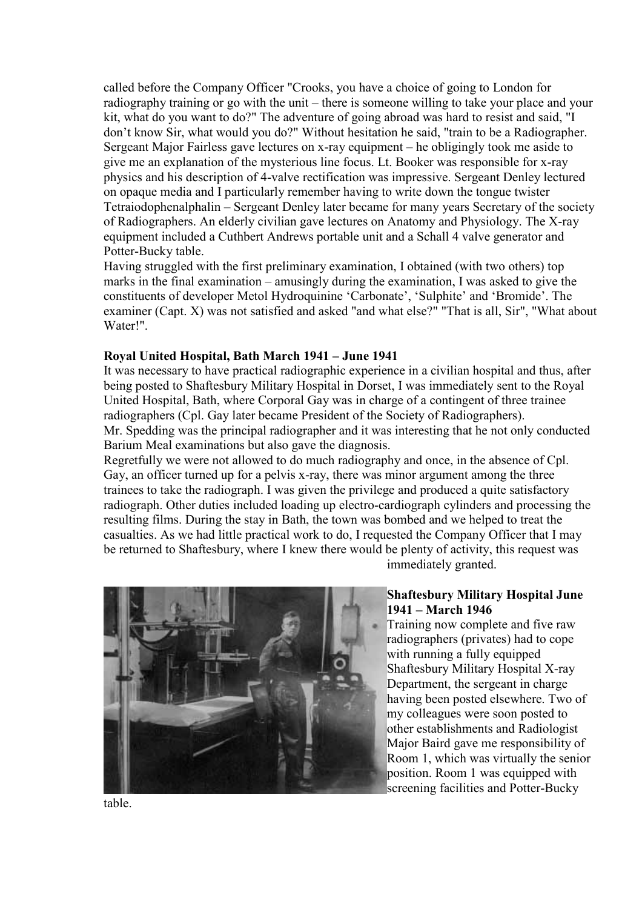called before the Company Officer "Crooks, you have a choice of going to London for radiography training or go with the unit – there is someone willing to take your place and your kit, what do you want to do?" The adventure of going abroad was hard to resist and said, "I don't know Sir, what would you do?" Without hesitation he said, "train to be a Radiographer. Sergeant Major Fairless gave lectures on x-ray equipment – he obligingly took me aside to give me an explanation of the mysterious line focus. Lt. Booker was responsible for x-ray physics and his description of 4-valve rectification was impressive. Sergeant Denley lectured on opaque media and I particularly remember having to write down the tongue twister Tetraiodophenalphalin – Sergeant Denley later became for many years Secretary of the society of Radiographers. An elderly civilian gave lectures on Anatomy and Physiology. The X-ray equipment included a Cuthbert Andrews portable unit and a Schall 4 valve generator and Potter-Bucky table.

Having struggled with the first preliminary examination, I obtained (with two others) top marks in the final examination – amusingly during the examination, I was asked to give the constituents of developer Metol Hydroquinine 'Carbonate', 'Sulphite' and 'Bromide'. The examiner (Capt. X) was not satisfied and asked "and what else?" "That is all, Sir", "What about Water!".

**Royal United Hospital, Bath March 1941 – June 1941**

It was necessary to have practical radiographic experience in a civilian hospital and thus, after being posted to Shaftesbury Military Hospital in Dorset, I was immediately sent to the Royal United Hospital, Bath, where Corporal Gay was in charge of a contingent of three trainee radiographers (Cpl. Gay later became President of the Society of Radiographers).

Mr. Spedding was the principal radiographer and it was interesting that he not only conducted Barium Meal examinations but also gave the diagnosis.

Regretfully we were not allowed to do much radiography and once, in the absence of Cpl. Gay, an officer turned up for a pelvis x-ray, there was minor argument among the three trainees to take the radiograph. I was given the privilege and produced a quite satisfactory radiograph. Other duties included loading up electro-cardiograph cylinders and processing the resulting films. During the stay in Bath, the town was bombed and we helped to treat the casualties. As we had little practical work to do, I requested the Company Officer that I may be returned to Shaftesbury, where I knew there would be plenty of activity, this request was immediately granted.

**Shaftesbury Military Hospital June 1941 – March 1946**

Training now complete and five raw radiographers (privates) had to cope with running a fully equipped Shaftesbury Military Hospital X-ray Department, the sergeant in charge having been posted elsewhere. Two of my colleagues were soon posted to other establishments and Radiologist Major Baird gave me responsibility of Room 1, which was virtually the senior position. Room 1 was equipped with screening facilities and Potter-Bucky table.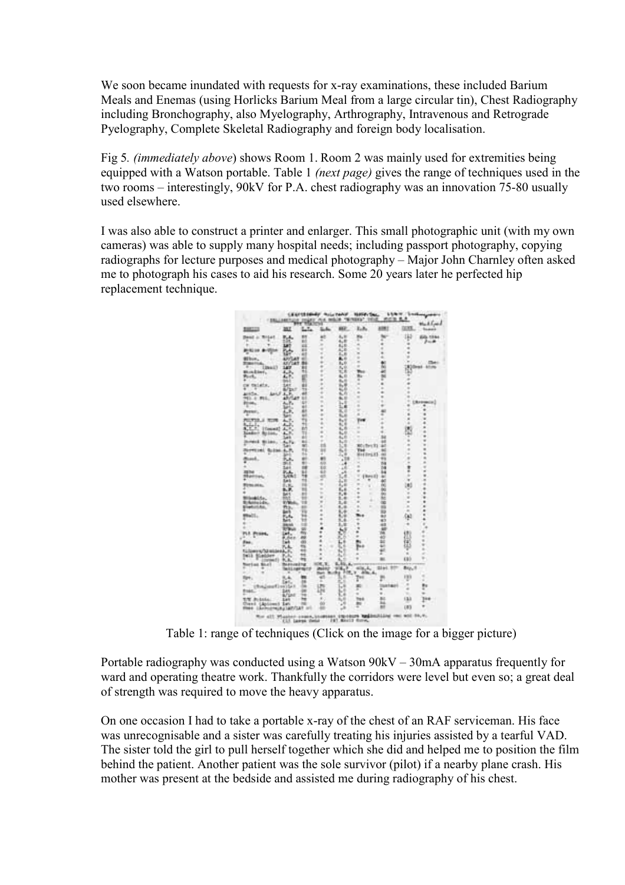We soon became inundated with requests for x-ray examinations, these included Barium Meals and Enemas (using Horlicks Barium Meal from a large circular tin), Chest Radiography including Bronchography, also Myelography, Arthrography, Intravenous and Retrograde Pyelography, Complete Skeletal Radiography and foreign body localisation.

Fig 5. *(immediately above*) shows Room 1. Room 2 was mainly used for extremities being equipped with a Watson portable. Table 1 *(next page)* gives the range of techniques used in the two rooms – interestingly, 90kV for P.A. chest radiography was an innovation 75-80 usually used elsewhere.

I was also able to construct a printer and enlarger. This small photographic unit (with my own cameras) was able to supply many hospital needs; including passport photography, copying radiographs for lecture purposes and medical photography – Major John Charnley often asked me to photograph his cases to aid his research. Some 20 years later he perfected hip replacement technique.

Table 1: range of techniques (Click on the image for a bigger picture)

Portable radiography was conducted using a Watson 90kV – 30mA apparatus frequently for ward and operating theatre work. Thankfully the corridors were level but even so; a great deal of strength was required to move the heavy apparatus.

On one occasion I had to take a portable x-ray of the chest of an RAF serviceman. His face was unrecognisable and a sister was carefully treating his injuries assisted by a tearful VAD. The sister told the girl to pull herself together which she did and helped me to position the film behind the patient. Another patient was the sole survivor (pilot) if a nearby plane crash. His mother was present at the bedside and assisted me during radiography of his chest.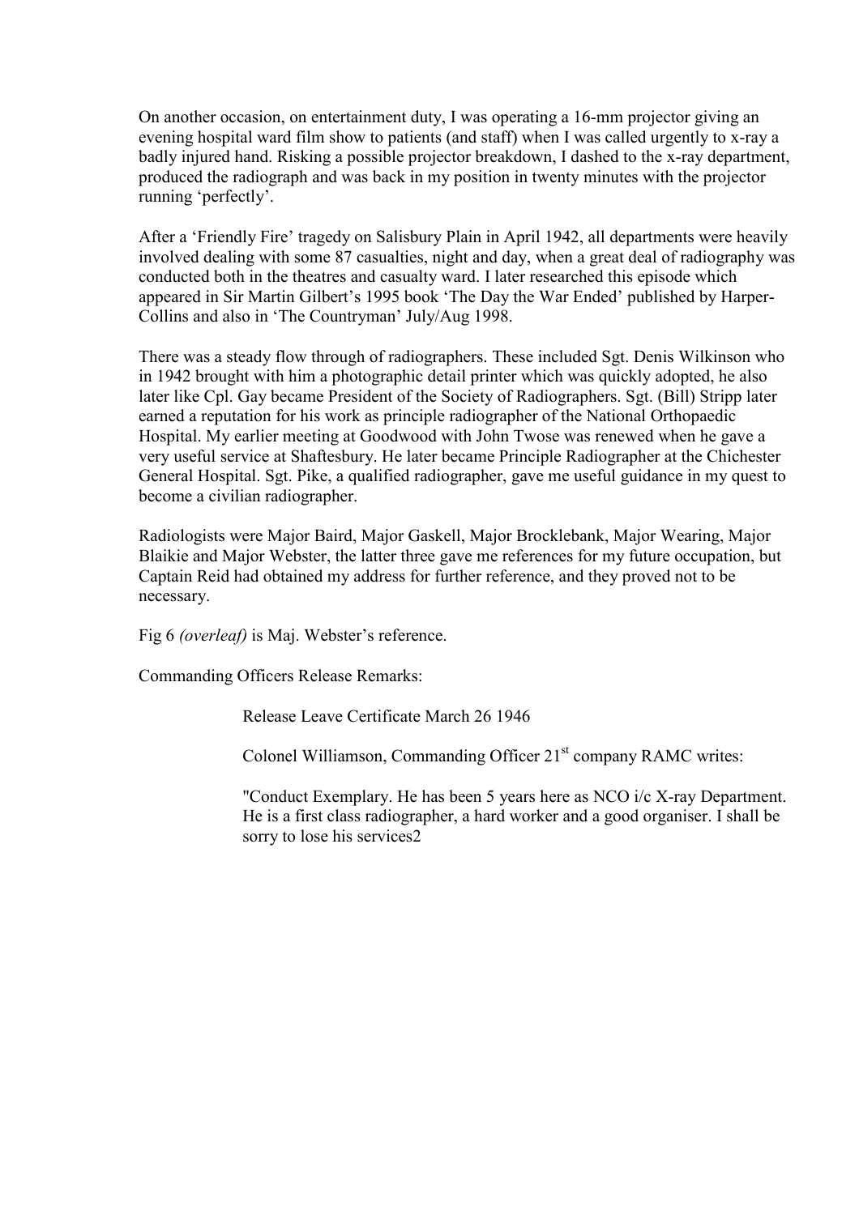On another occasion, on entertainment duty, I was operating a 16-mm projector giving an evening hospital ward film show to patients (and staff) when I was called urgently to x-ray a badly injured hand. Risking a possible projector breakdown, I dashed to the x-ray department, produced the radiograph and was back in my position in twenty minutes with the projector running 'perfectly'.

After a 'Friendly Fire' tragedy on Salisbury Plain in April 1942, all departments were heavily involved dealing with some 87 casualties, night and day, when a great deal of radiography was conducted both in the theatres and casualty ward. I later researched this episode which appeared in Sir Martin Gilbert's 1995 book 'The Day the War Ended' published by Harper-Collins and also in 'The Countryman' July/Aug 1998.

There was a steady flow through of radiographers. These included Sgt. Denis Wilkinson who in 1942 brought with him a photographic detail printer which was quickly adopted, he also later like Cpl. Gay became President of the Society of Radiographers. Sgt. (Bill) Stripp later earned a reputation for his work as principle radiographer of the National Orthopaedic Hospital. My earlier meeting at Goodwood with John Twose was renewed when he gave a very useful service at Shaftesbury. He later became Principle Radiographer at the Chichester General Hospital. Sgt. Pike, a qualified radiographer, gave me useful guidance in my quest to become a civilian radiographer.

Radiologists were Major Baird, Major Gaskell, Major Brocklebank, Major Wearing, Major Blaikie and Major Webster, the latter three gave me references for my future occupation, but Captain Reid had obtained my address for further reference, and they proved not to be necessary.

Fig 6 *(overleaf)* is Maj. Webster's reference.

Commanding Officers Release Remarks:

> Release Leave Certificate March 26 1946
>
> Colonel Williamson, Commanding Officer 21st company RAMC writes:
>
> "Conduct Exemplary. He has been 5 years here as NCO i/c X-ray Department. He is a first class radiographer, a hard worker and a good organiser. I shall be sorry to lose his services2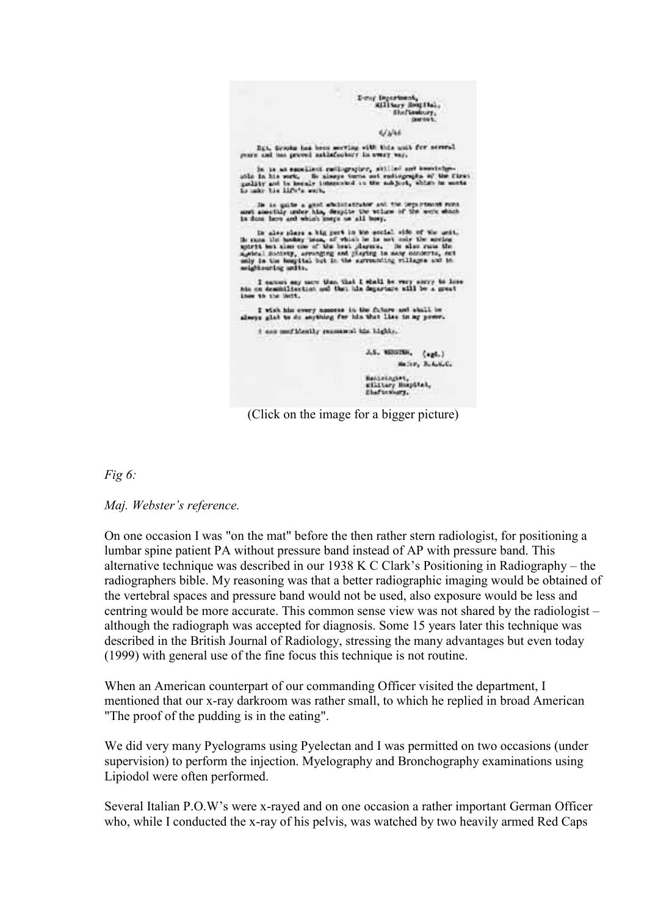X-ray Department,
Military Hospital,
Shaftesbury,
Dorset.

6/3/46

Sgt. Brooks has been serving with this unit for several years and has proved satisfactory in every way.

He is an excellent radiographer, skilled and knowledgeable in his work. He always turns out radiographs of the first quality and is keenly interested in the subject, which he wants to make his life's work.

He is quite a good administrator and the Department runs most smoothly under him, despite the volume of the work which is done here and which keeps us all busy.

He also plays a big part in the social side of the unit. He runs the hockey team, of which he is not only the moving spirit but also one of the best players. He also runs the Musical Society, arranging and playing in many concerts, not only in the hospital but in the surrounding villages and in neighbouring units.

I cannot say more than that I shall be very sorry to lose him on demobilisation and that his departure will be a great loss to the Unit.

I wish him every success in the future and shall be always glad to do anything for him that lies in my power.

I can confidently recommend him highly.

J.S. WEBSTER, (sgd.)
Major, R.A.M.C.

Radiologist,
Military Hospital,
Shaftesbury.

(Click on the image for a bigger picture)

*Fig 6:*

*Maj. Webster's reference.*

On one occasion I was "on the mat" before the then rather stern radiologist, for positioning a lumbar spine patient PA without pressure band instead of AP with pressure band. This alternative technique was described in our 1938 K C Clark's Positioning in Radiography – the radiographers bible. My reasoning was that a better radiographic imaging would be obtained of the vertebral spaces and pressure band would not be used, also exposure would be less and centring would be more accurate. This common sense view was not shared by the radiologist – although the radiograph was accepted for diagnosis. Some 15 years later this technique was described in the British Journal of Radiology, stressing the many advantages but even today (1999) with general use of the fine focus this technique is not routine.

When an American counterpart of our commanding Officer visited the department, I mentioned that our x-ray darkroom was rather small, to which he replied in broad American "The proof of the pudding is in the eating".

We did very many Pyelograms using Pyelectan and I was permitted on two occasions (under supervision) to perform the injection. Myelography and Bronchography examinations using Lipiodol were often performed.

Several Italian P.O.W's were x-rayed and on one occasion a rather important German Officer who, while I conducted the x-ray of his pelvis, was watched by two heavily armed Red Caps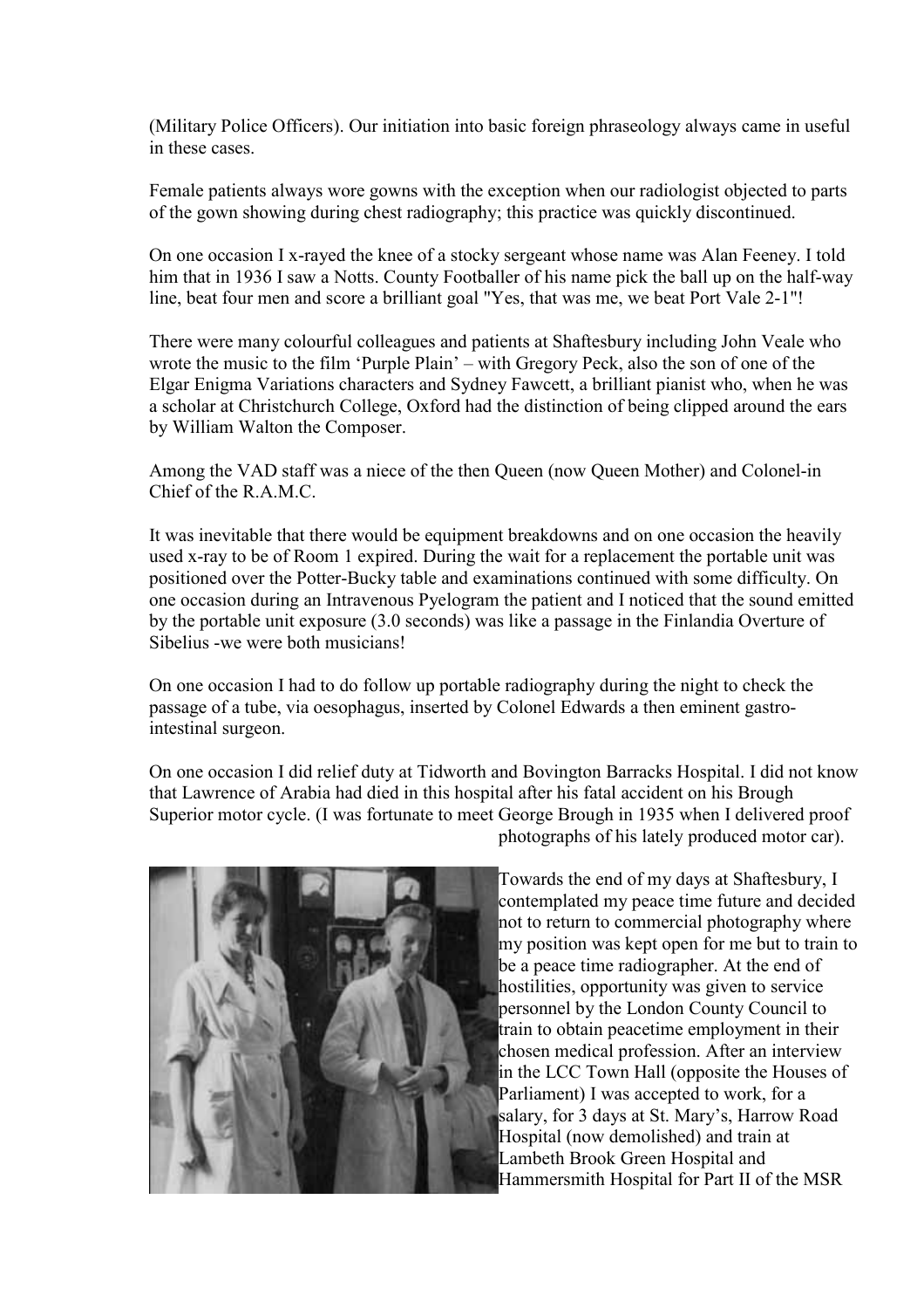(Military Police Officers). Our initiation into basic foreign phraseology always came in useful in these cases.

Female patients always wore gowns with the exception when our radiologist objected to parts of the gown showing during chest radiography; this practice was quickly discontinued.

On one occasion I x-rayed the knee of a stocky sergeant whose name was Alan Feeney. I told him that in 1936 I saw a Notts. County Footballer of his name pick the ball up on the half-way line, beat four men and score a brilliant goal "Yes, that was me, we beat Port Vale 2-1"!

There were many colourful colleagues and patients at Shaftesbury including John Veale who wrote the music to the film 'Purple Plain' – with Gregory Peck, also the son of one of the Elgar Enigma Variations characters and Sydney Fawcett, a brilliant pianist who, when he was a scholar at Christchurch College, Oxford had the distinction of being clipped around the ears by William Walton the Composer.

Among the VAD staff was a niece of the then Queen (now Queen Mother) and Colonel-in Chief of the R.A.M.C.

It was inevitable that there would be equipment breakdowns and on one occasion the heavily used x-ray to be of Room 1 expired. During the wait for a replacement the portable unit was positioned over the Potter-Bucky table and examinations continued with some difficulty. On one occasion during an Intravenous Pyelogram the patient and I noticed that the sound emitted by the portable unit exposure (3.0 seconds) was like a passage in the Finlandia Overture of Sibelius -we were both musicians!

On one occasion I had to do follow up portable radiography during the night to check the passage of a tube, via oesophagus, inserted by Colonel Edwards a then eminent gastro-intestinal surgeon.

On one occasion I did relief duty at Tidworth and Bovington Barracks Hospital. I did not know that Lawrence of Arabia had died in this hospital after his fatal accident on his Brough Superior motor cycle. (I was fortunate to meet George Brough in 1935 when I delivered proof photographs of his lately produced motor car).

Towards the end of my days at Shaftesbury, I contemplated my peace time future and decided not to return to commercial photography where my position was kept open for me but to train to be a peace time radiographer. At the end of hostilities, opportunity was given to service personnel by the London County Council to train to obtain peacetime employment in their chosen medical profession. After an interview in the LCC Town Hall (opposite the Houses of Parliament) I was accepted to work, for a salary, for 3 days at St. Mary's, Harrow Road Hospital (now demolished) and train at Lambeth Brook Green Hospital and Hammersmith Hospital for Part II of the MSR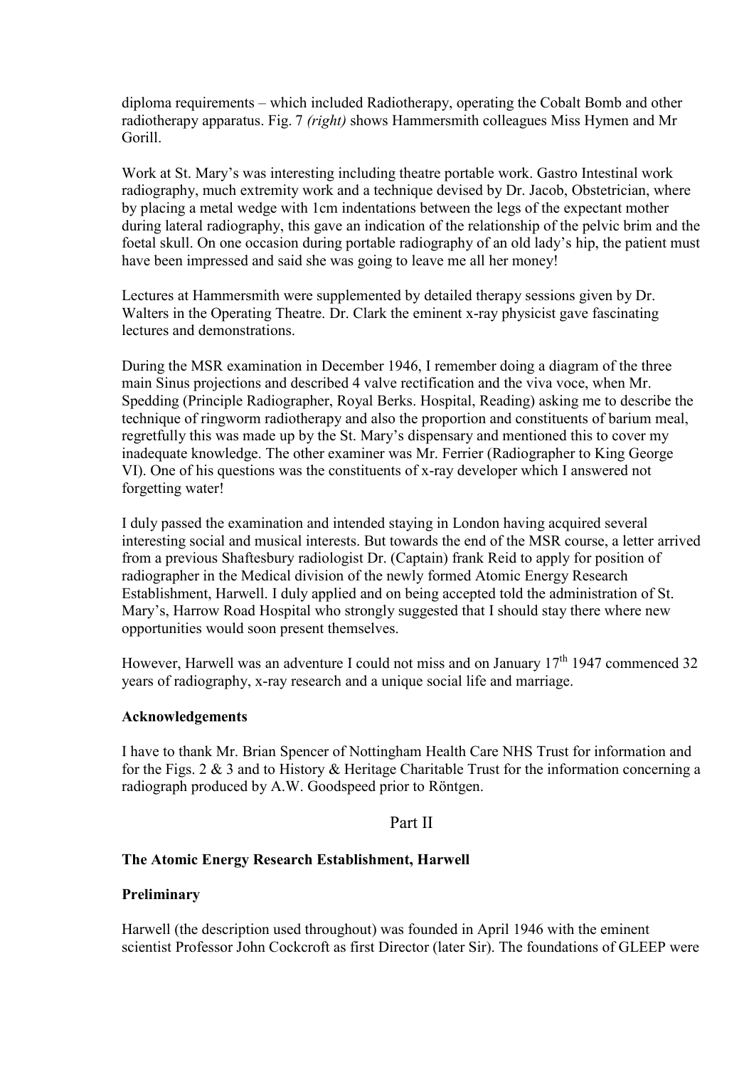diploma requirements – which included Radiotherapy, operating the Cobalt Bomb and other radiotherapy apparatus. Fig. 7 *(right)* shows Hammersmith colleagues Miss Hymen and Mr Gorill.

Work at St. Mary's was interesting including theatre portable work. Gastro Intestinal work radiography, much extremity work and a technique devised by Dr. Jacob, Obstetrician, where by placing a metal wedge with 1cm indentations between the legs of the expectant mother during lateral radiography, this gave an indication of the relationship of the pelvic brim and the foetal skull. On one occasion during portable radiography of an old lady's hip, the patient must have been impressed and said she was going to leave me all her money!

Lectures at Hammersmith were supplemented by detailed therapy sessions given by Dr. Walters in the Operating Theatre. Dr. Clark the eminent x-ray physicist gave fascinating lectures and demonstrations.

During the MSR examination in December 1946, I remember doing a diagram of the three main Sinus projections and described 4 valve rectification and the viva voce, when Mr. Spedding (Principle Radiographer, Royal Berks. Hospital, Reading) asking me to describe the technique of ringworm radiotherapy and also the proportion and constituents of barium meal, regretfully this was made up by the St. Mary's dispensary and mentioned this to cover my inadequate knowledge. The other examiner was Mr. Ferrier (Radiographer to King George VI). One of his questions was the constituents of x-ray developer which I answered not forgetting water!

I duly passed the examination and intended staying in London having acquired several interesting social and musical interests. But towards the end of the MSR course, a letter arrived from a previous Shaftesbury radiologist Dr. (Captain) frank Reid to apply for position of radiographer in the Medical division of the newly formed Atomic Energy Research Establishment, Harwell. I duly applied and on being accepted told the administration of St. Mary's, Harrow Road Hospital who strongly suggested that I should stay there where new opportunities would soon present themselves.

However, Harwell was an adventure I could not miss and on January 17th 1947 commenced 32 years of radiography, x-ray research and a unique social life and marriage.

### Acknowledgements

I have to thank Mr. Brian Spencer of Nottingham Health Care NHS Trust for information and for the Figs. 2 & 3 and to History & Heritage Charitable Trust for the information concerning a radiograph produced by A.W. Goodspeed prior to Röntgen.

## Part II

### The Atomic Energy Research Establishment, Harwell

### Preliminary

Harwell (the description used throughout) was founded in April 1946 with the eminent scientist Professor John Cockcroft as first Director (later Sir). The foundations of GLEEP were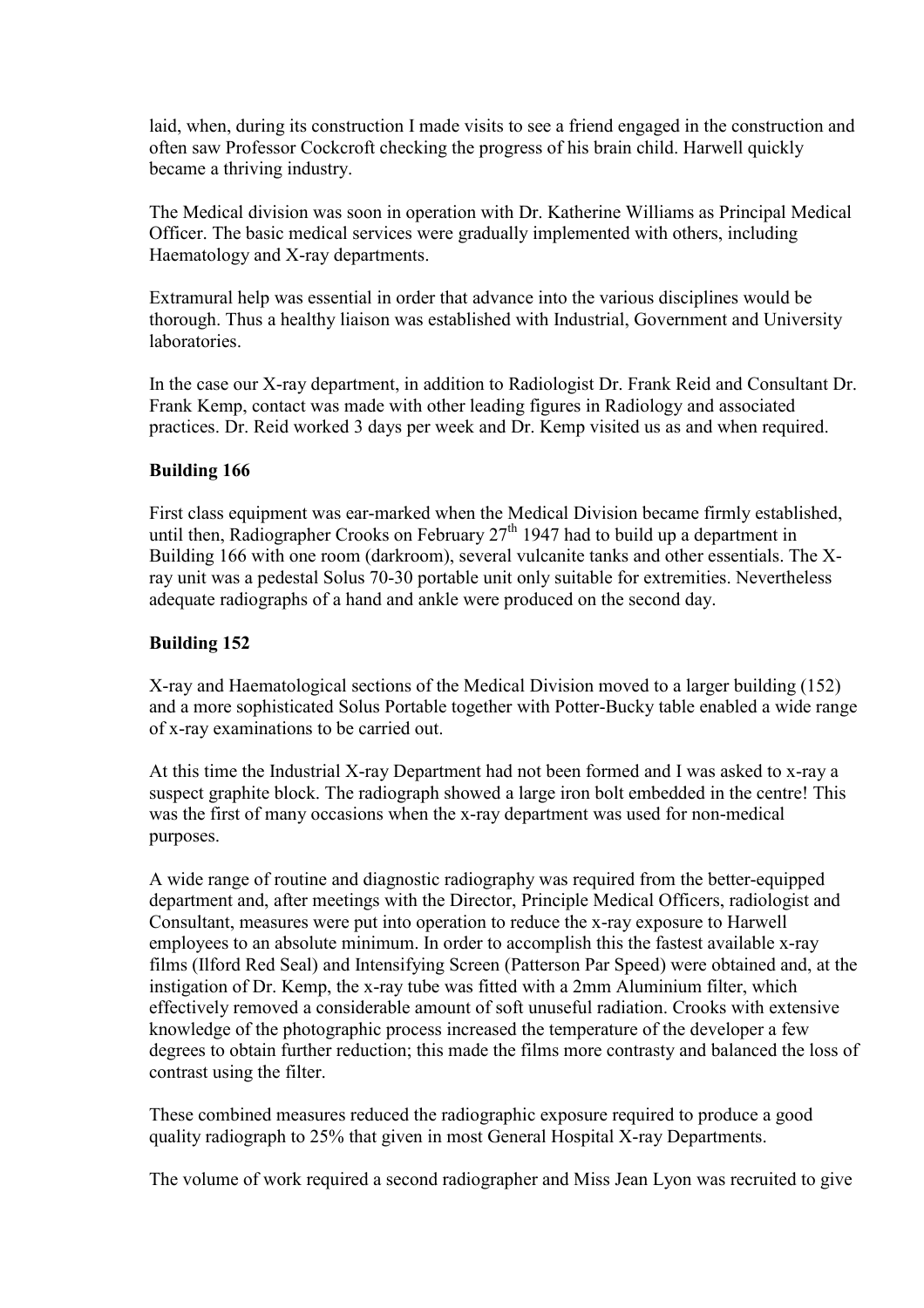laid, when, during its construction I made visits to see a friend engaged in the construction and often saw Professor Cockcroft checking the progress of his brain child. Harwell quickly became a thriving industry.

The Medical division was soon in operation with Dr. Katherine Williams as Principal Medical Officer. The basic medical services were gradually implemented with others, including Haematology and X-ray departments.

Extramural help was essential in order that advance into the various disciplines would be thorough. Thus a healthy liaison was established with Industrial, Government and University laboratories.

In the case our X-ray department, in addition to Radiologist Dr. Frank Reid and Consultant Dr. Frank Kemp, contact was made with other leading figures in Radiology and associated practices. Dr. Reid worked 3 days per week and Dr. Kemp visited us as and when required.

**Building 166**

First class equipment was ear-marked when the Medical Division became firmly established, until then, Radiographer Crooks on February 27th 1947 had to build up a department in Building 166 with one room (darkroom), several vulcanite tanks and other essentials. The X-ray unit was a pedestal Solus 70-30 portable unit only suitable for extremities. Nevertheless adequate radiographs of a hand and ankle were produced on the second day.

**Building 152**

X-ray and Haematological sections of the Medical Division moved to a larger building (152) and a more sophisticated Solus Portable together with Potter-Bucky table enabled a wide range of x-ray examinations to be carried out.

At this time the Industrial X-ray Department had not been formed and I was asked to x-ray a suspect graphite block. The radiograph showed a large iron bolt embedded in the centre! This was the first of many occasions when the x-ray department was used for non-medical purposes.

A wide range of routine and diagnostic radiography was required from the better-equipped department and, after meetings with the Director, Principle Medical Officers, radiologist and Consultant, measures were put into operation to reduce the x-ray exposure to Harwell employees to an absolute minimum. In order to accomplish this the fastest available x-ray films (Ilford Red Seal) and Intensifying Screen (Patterson Par Speed) were obtained and, at the instigation of Dr. Kemp, the x-ray tube was fitted with a 2mm Aluminium filter, which effectively removed a considerable amount of soft unuseful radiation. Crooks with extensive knowledge of the photographic process increased the temperature of the developer a few degrees to obtain further reduction; this made the films more contrasty and balanced the loss of contrast using the filter.

These combined measures reduced the radiographic exposure required to produce a good quality radiograph to 25% that given in most General Hospital X-ray Departments.

The volume of work required a second radiographer and Miss Jean Lyon was recruited to give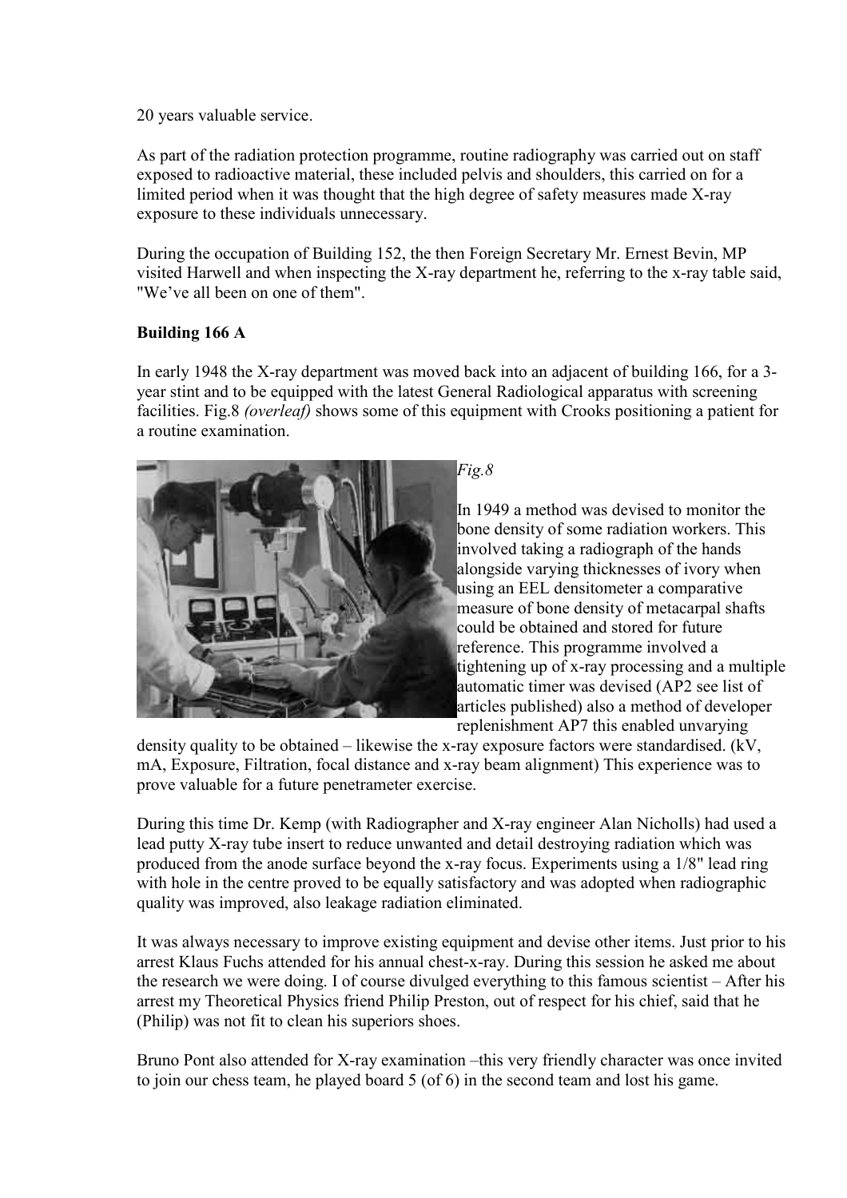20 years valuable service.

As part of the radiation protection programme, routine radiography was carried out on staff exposed to radioactive material, these included pelvis and shoulders, this carried on for a limited period when it was thought that the high degree of safety measures made X-ray exposure to these individuals unnecessary.

During the occupation of Building 152, the then Foreign Secretary Mr. Ernest Bevin, MP visited Harwell and when inspecting the X-ray department he, referring to the x-ray table said, "We've all been on one of them".

**Building 166 A**

In early 1948 the X-ray department was moved back into an adjacent of building 166, for a 3-year stint and to be equipped with the latest General Radiological apparatus with screening facilities. Fig.8 *(overleaf)* shows some of this equipment with Crooks positioning a patient for a routine examination.

*Fig.8*

In 1949 a method was devised to monitor the bone density of some radiation workers. This involved taking a radiograph of the hands alongside varying thicknesses of ivory when using an EEL densitometer a comparative measure of bone density of metacarpal shafts could be obtained and stored for future reference. This programme involved a tightening up of x-ray processing and a multiple automatic timer was devised (AP2 see list of articles published) also a method of developer replenishment AP7 this enabled unvarying density quality to be obtained – likewise the x-ray exposure factors were standardised. (kV, mA, Exposure, Filtration, focal distance and x-ray beam alignment) This experience was to prove valuable for a future penetrameter exercise.

During this time Dr. Kemp (with Radiographer and X-ray engineer Alan Nicholls) had used a lead putty X-ray tube insert to reduce unwanted and detail destroying radiation which was produced from the anode surface beyond the x-ray focus. Experiments using a 1/8" lead ring with hole in the centre proved to be equally satisfactory and was adopted when radiographic quality was improved, also leakage radiation eliminated.

It was always necessary to improve existing equipment and devise other items. Just prior to his arrest Klaus Fuchs attended for his annual chest-x-ray. During this session he asked me about the research we were doing. I of course divulged everything to this famous scientist – After his arrest my Theoretical Physics friend Philip Preston, out of respect for his chief, said that he (Philip) was not fit to clean his superiors shoes.

Bruno Pont also attended for X-ray examination –this very friendly character was once invited to join our chess team, he played board 5 (of 6) in the second team and lost his game.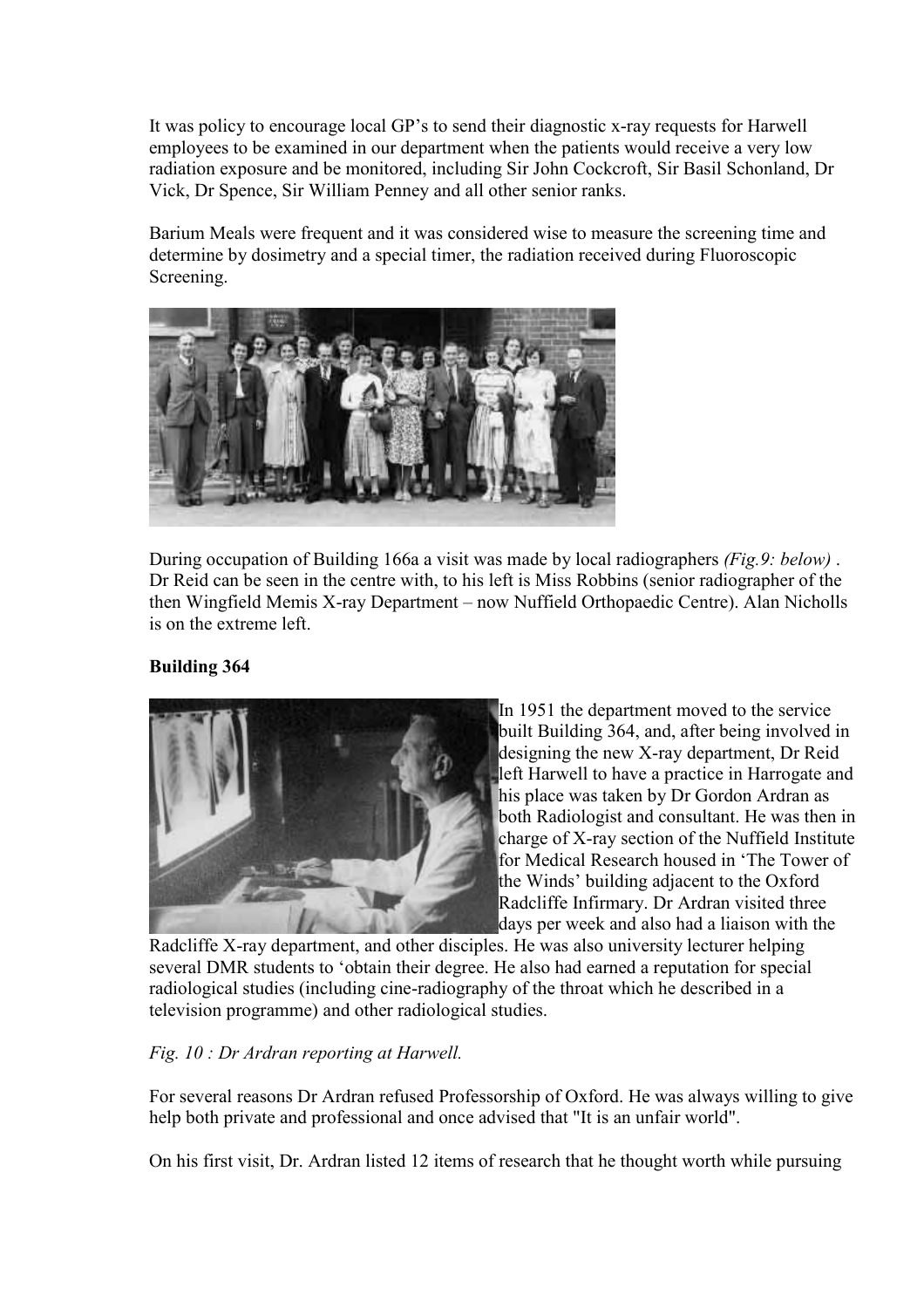It was policy to encourage local GP's to send their diagnostic x-ray requests for Harwell employees to be examined in our department when the patients would receive a very low radiation exposure and be monitored, including Sir John Cockcroft, Sir Basil Schonland, Dr Vick, Dr Spence, Sir William Penney and all other senior ranks.

Barium Meals were frequent and it was considered wise to measure the screening time and determine by dosimetry and a special timer, the radiation received during Fluoroscopic Screening.

During occupation of Building 166a a visit was made by local radiographers *(Fig.9: below)* . Dr Reid can be seen in the centre with, to his left is Miss Robbins (senior radiographer of the then Wingfield Memis X-ray Department – now Nuffield Orthopaedic Centre). Alan Nicholls is on the extreme left.

**Building 364**

In 1951 the department moved to the service built Building 364, and, after being involved in designing the new X-ray department, Dr Reid left Harwell to have a practice in Harrogate and his place was taken by Dr Gordon Ardran as both Radiologist and consultant. He was then in charge of X-ray section of the Nuffield Institute for Medical Research housed in 'The Tower of the Winds' building adjacent to the Oxford Radcliffe Infirmary. Dr Ardran visited three days per week and also had a liaison with the Radcliffe X-ray department, and other disciples. He was also university lecturer helping several DMR students to 'obtain their degree. He also had earned a reputation for special radiological studies (including cine-radiography of the throat which he described in a television programme) and other radiological studies.

*Fig. 10 : Dr Ardran reporting at Harwell.*

For several reasons Dr Ardran refused Professorship of Oxford. He was always willing to give help both private and professional and once advised that "It is an unfair world".

On his first visit, Dr. Ardran listed 12 items of research that he thought worth while pursuing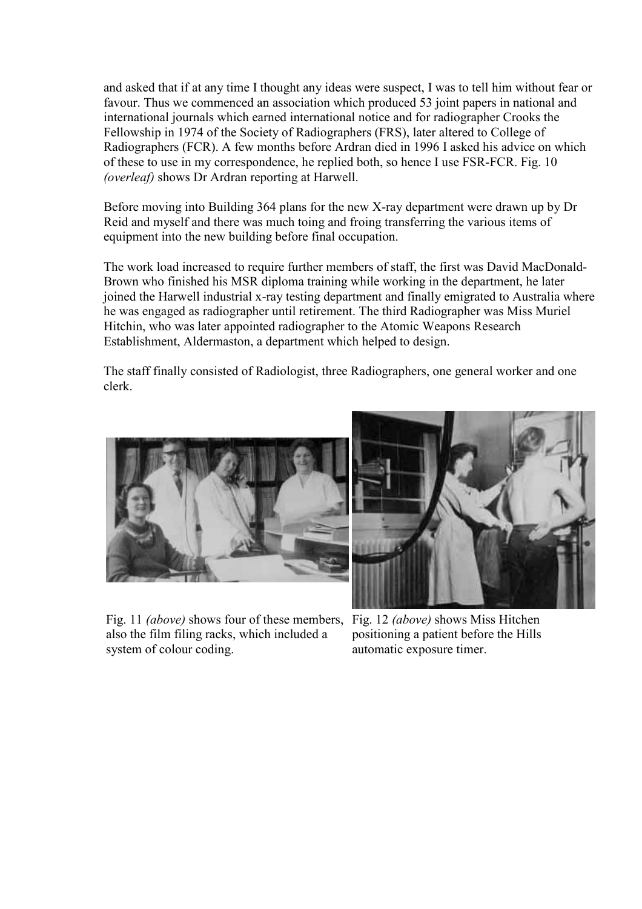and asked that if at any time I thought any ideas were suspect, I was to tell him without fear or favour. Thus we commenced an association which produced 53 joint papers in national and international journals which earned international notice and for radiographer Crooks the Fellowship in 1974 of the Society of Radiographers (FRS), later altered to College of Radiographers (FCR). A few months before Ardran died in 1996 I asked his advice on which of these to use in my correspondence, he replied both, so hence I use FSR-FCR. Fig. 10 *(overleaf)* shows Dr Ardran reporting at Harwell.

Before moving into Building 364 plans for the new X-ray department were drawn up by Dr Reid and myself and there was much toing and froing transferring the various items of equipment into the new building before final occupation.

The work load increased to require further members of staff, the first was David MacDonald-Brown who finished his MSR diploma training while working in the department, he later joined the Harwell industrial x-ray testing department and finally emigrated to Australia where he was engaged as radiographer until retirement. The third Radiographer was Miss Muriel Hitchin, who was later appointed radiographer to the Atomic Weapons Research Establishment, Aldermaston, a department which helped to design.

The staff finally consisted of Radiologist, three Radiographers, one general worker and one clerk.

Fig. 11 *(above)* shows four of these members, also the film filing racks, which included a system of colour coding.

Fig. 12 *(above)* shows Miss Hitchen positioning a patient before the Hills automatic exposure timer.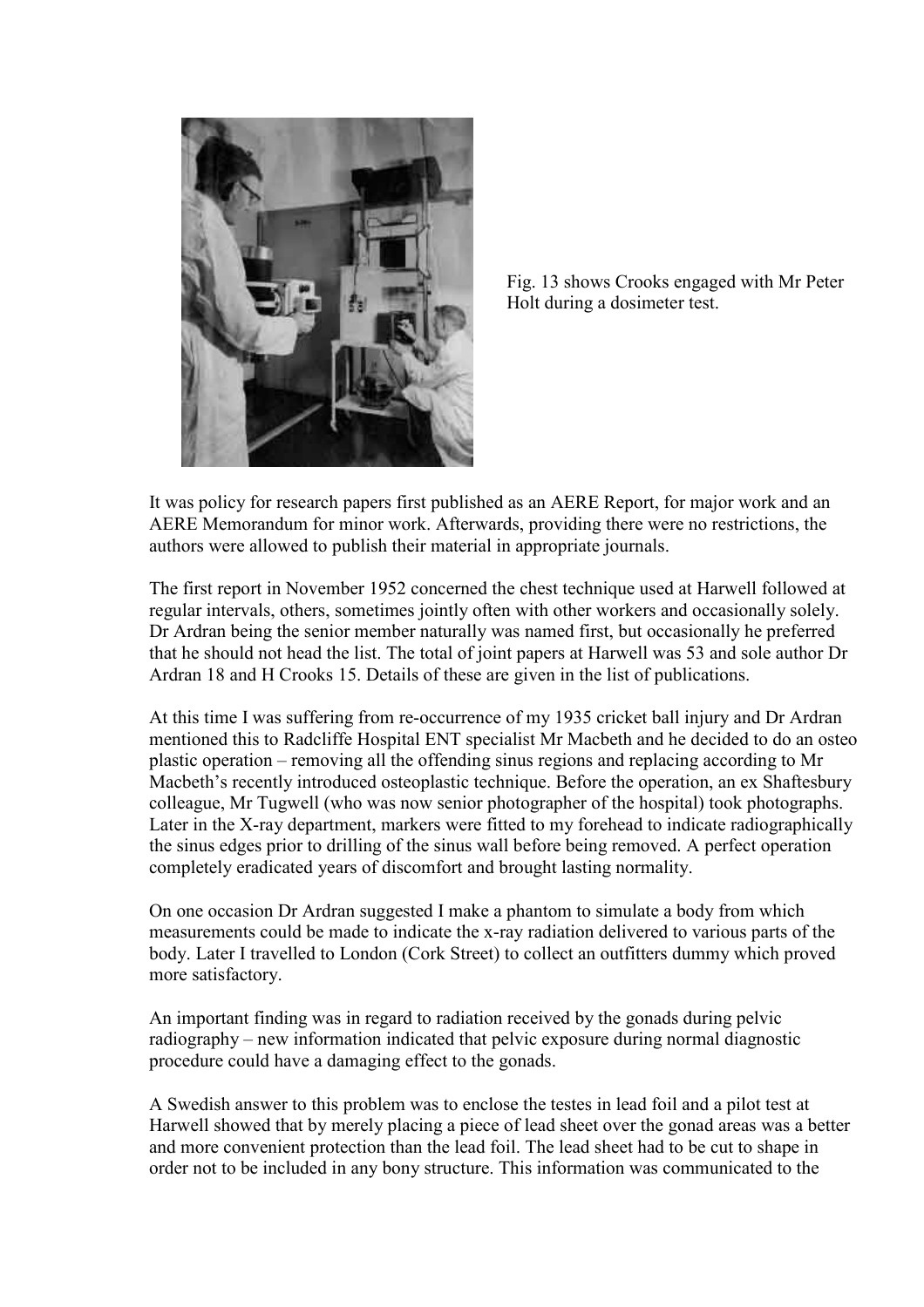Fig. 13 shows Crooks engaged with Mr Peter Holt during a dosimeter test.

It was policy for research papers first published as an AERE Report, for major work and an AERE Memorandum for minor work. Afterwards, providing there were no restrictions, the authors were allowed to publish their material in appropriate journals.

The first report in November 1952 concerned the chest technique used at Harwell followed at regular intervals, others, sometimes jointly often with other workers and occasionally solely. Dr Ardran being the senior member naturally was named first, but occasionally he preferred that he should not head the list. The total of joint papers at Harwell was 53 and sole author Dr Ardran 18 and H Crooks 15. Details of these are given in the list of publications.

At this time I was suffering from re-occurrence of my 1935 cricket ball injury and Dr Ardran mentioned this to Radcliffe Hospital ENT specialist Mr Macbeth and he decided to do an osteo plastic operation – removing all the offending sinus regions and replacing according to Mr Macbeth's recently introduced osteoplastic technique. Before the operation, an ex Shaftesbury colleague, Mr Tugwell (who was now senior photographer of the hospital) took photographs. Later in the X-ray department, markers were fitted to my forehead to indicate radiographically the sinus edges prior to drilling of the sinus wall before being removed. A perfect operation completely eradicated years of discomfort and brought lasting normality.

On one occasion Dr Ardran suggested I make a phantom to simulate a body from which measurements could be made to indicate the x-ray radiation delivered to various parts of the body. Later I travelled to London (Cork Street) to collect an outfitters dummy which proved more satisfactory.

An important finding was in regard to radiation received by the gonads during pelvic radiography – new information indicated that pelvic exposure during normal diagnostic procedure could have a damaging effect to the gonads.

A Swedish answer to this problem was to enclose the testes in lead foil and a pilot test at Harwell showed that by merely placing a piece of lead sheet over the gonad areas was a better and more convenient protection than the lead foil. The lead sheet had to be cut to shape in order not to be included in any bony structure. This information was communicated to the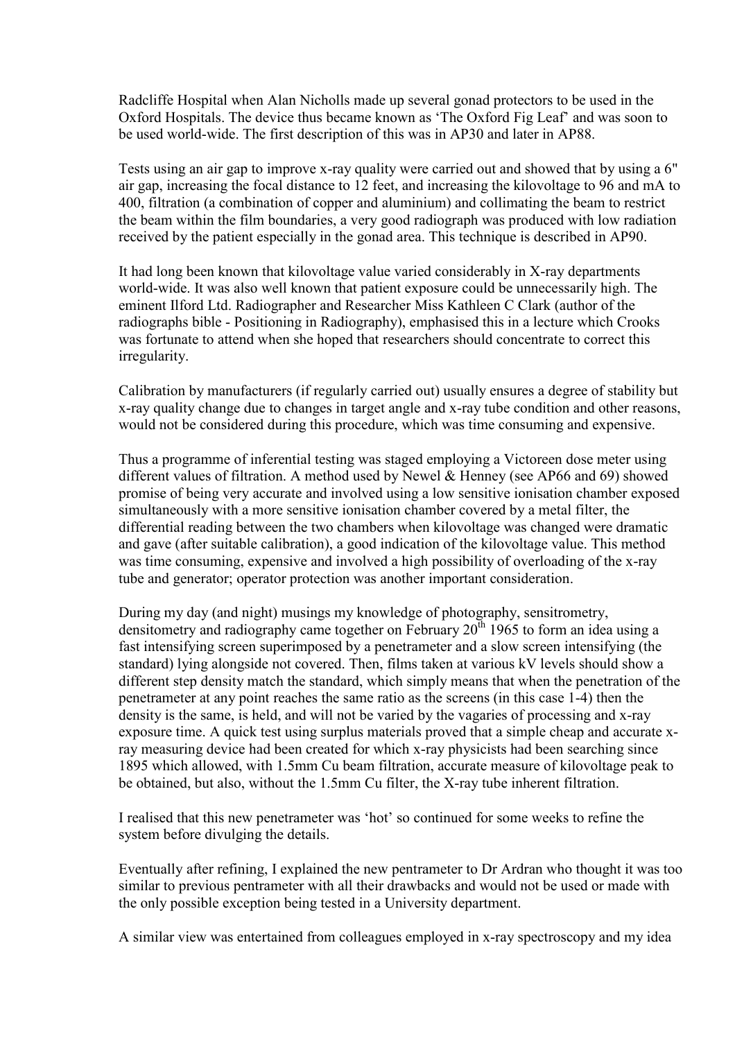Radcliffe Hospital when Alan Nicholls made up several gonad protectors to be used in the Oxford Hospitals. The device thus became known as 'The Oxford Fig Leaf' and was soon to be used world-wide. The first description of this was in AP30 and later in AP88.

Tests using an air gap to improve x-ray quality were carried out and showed that by using a 6" air gap, increasing the focal distance to 12 feet, and increasing the kilovoltage to 96 and mA to 400, filtration (a combination of copper and aluminium) and collimating the beam to restrict the beam within the film boundaries, a very good radiograph was produced with low radiation received by the patient especially in the gonad area. This technique is described in AP90.

It had long been known that kilovoltage value varied considerably in X-ray departments world-wide. It was also well known that patient exposure could be unnecessarily high. The eminent Ilford Ltd. Radiographer and Researcher Miss Kathleen C Clark (author of the radiographs bible - Positioning in Radiography), emphasised this in a lecture which Crooks was fortunate to attend when she hoped that researchers should concentrate to correct this irregularity.

Calibration by manufacturers (if regularly carried out) usually ensures a degree of stability but x-ray quality change due to changes in target angle and x-ray tube condition and other reasons, would not be considered during this procedure, which was time consuming and expensive.

Thus a programme of inferential testing was staged employing a Victoreen dose meter using different values of filtration. A method used by Newel & Henney (see AP66 and 69) showed promise of being very accurate and involved using a low sensitive ionisation chamber exposed simultaneously with a more sensitive ionisation chamber covered by a metal filter, the differential reading between the two chambers when kilovoltage was changed were dramatic and gave (after suitable calibration), a good indication of the kilovoltage value. This method was time consuming, expensive and involved a high possibility of overloading of the x-ray tube and generator; operator protection was another important consideration.

During my day (and night) musings my knowledge of photography, sensitrometry, densitometry and radiography came together on February 20th 1965 to form an idea using a fast intensifying screen superimposed by a penetrameter and a slow screen intensifying (the standard) lying alongside not covered. Then, films taken at various kV levels should show a different step density match the standard, which simply means that when the penetration of the penetrameter at any point reaches the same ratio as the screens (in this case 1-4) then the density is the same, is held, and will not be varied by the vagaries of processing and x-ray exposure time. A quick test using surplus materials proved that a simple cheap and accurate x-ray measuring device had been created for which x-ray physicists had been searching since 1895 which allowed, with 1.5mm Cu beam filtration, accurate measure of kilovoltage peak to be obtained, but also, without the 1.5mm Cu filter, the X-ray tube inherent filtration.

I realised that this new penetrameter was 'hot' so continued for some weeks to refine the system before divulging the details.

Eventually after refining, I explained the new pentrameter to Dr Ardran who thought it was too similar to previous pentrameter with all their drawbacks and would not be used or made with the only possible exception being tested in a University department.

A similar view was entertained from colleagues employed in x-ray spectroscopy and my idea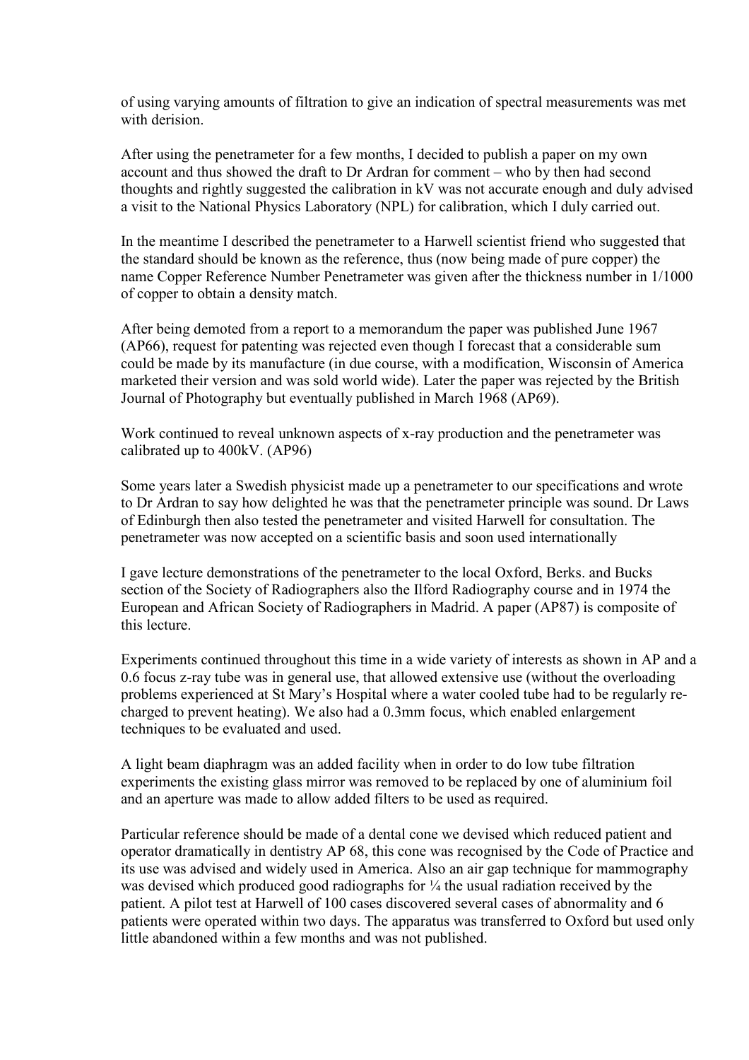of using varying amounts of filtration to give an indication of spectral measurements was met with derision.

After using the penetrameter for a few months, I decided to publish a paper on my own account and thus showed the draft to Dr Ardran for comment – who by then had second thoughts and rightly suggested the calibration in kV was not accurate enough and duly advised a visit to the National Physics Laboratory (NPL) for calibration, which I duly carried out.

In the meantime I described the penetrameter to a Harwell scientist friend who suggested that the standard should be known as the reference, thus (now being made of pure copper) the name Copper Reference Number Penetrameter was given after the thickness number in 1/1000 of copper to obtain a density match.

After being demoted from a report to a memorandum the paper was published June 1967 (AP66), request for patenting was rejected even though I forecast that a considerable sum could be made by its manufacture (in due course, with a modification, Wisconsin of America marketed their version and was sold world wide). Later the paper was rejected by the British Journal of Photography but eventually published in March 1968 (AP69).

Work continued to reveal unknown aspects of x-ray production and the penetrameter was calibrated up to 400kV. (AP96)

Some years later a Swedish physicist made up a penetrameter to our specifications and wrote to Dr Ardran to say how delighted he was that the penetrameter principle was sound. Dr Laws of Edinburgh then also tested the penetrameter and visited Harwell for consultation. The penetrameter was now accepted on a scientific basis and soon used internationally

I gave lecture demonstrations of the penetrameter to the local Oxford, Berks. and Bucks section of the Society of Radiographers also the Ilford Radiography course and in 1974 the European and African Society of Radiographers in Madrid. A paper (AP87) is composite of this lecture.

Experiments continued throughout this time in a wide variety of interests as shown in AP and a 0.6 focus z-ray tube was in general use, that allowed extensive use (without the overloading problems experienced at St Mary's Hospital where a water cooled tube had to be regularly re-charged to prevent heating). We also had a 0.3mm focus, which enabled enlargement techniques to be evaluated and used.

A light beam diaphragm was an added facility when in order to do low tube filtration experiments the existing glass mirror was removed to be replaced by one of aluminium foil and an aperture was made to allow added filters to be used as required.

Particular reference should be made of a dental cone we devised which reduced patient and operator dramatically in dentistry AP 68, this cone was recognised by the Code of Practice and its use was advised and widely used in America. Also an air gap technique for mammography was devised which produced good radiographs for ¼ the usual radiation received by the patient. A pilot test at Harwell of 100 cases discovered several cases of abnormality and 6 patients were operated within two days. The apparatus was transferred to Oxford but used only little abandoned within a few months and was not published.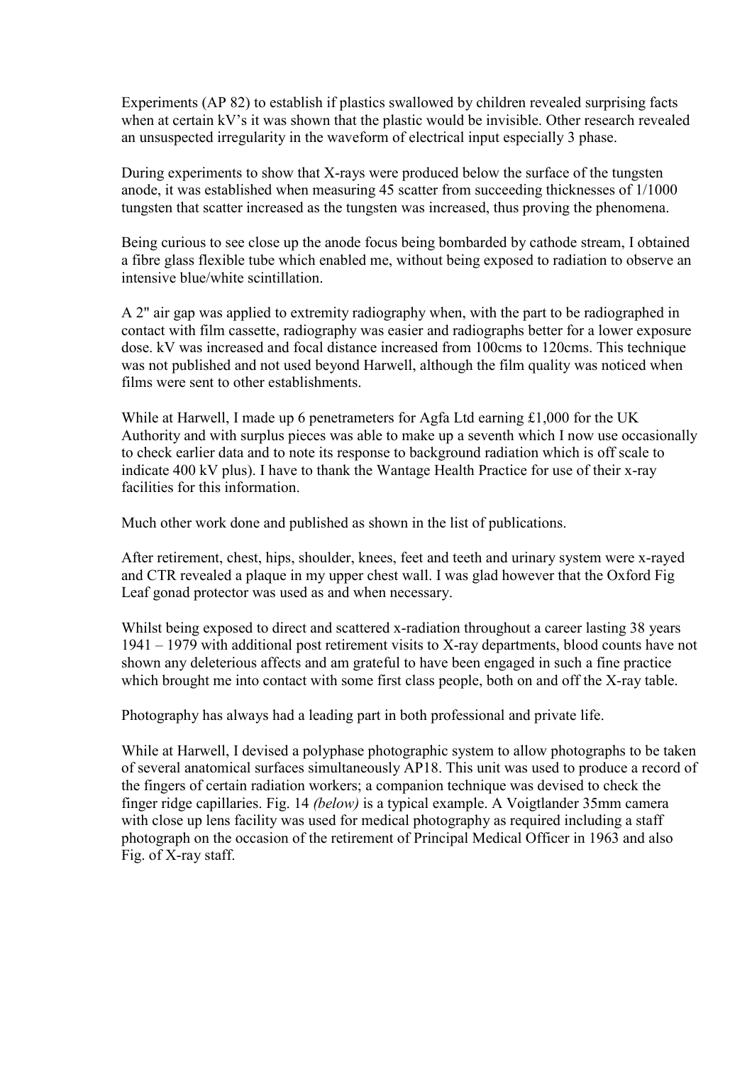Experiments (AP 82) to establish if plastics swallowed by children revealed surprising facts when at certain kV's it was shown that the plastic would be invisible. Other research revealed an unsuspected irregularity in the waveform of electrical input especially 3 phase.

During experiments to show that X-rays were produced below the surface of the tungsten anode, it was established when measuring 45 scatter from succeeding thicknesses of 1/1000 tungsten that scatter increased as the tungsten was increased, thus proving the phenomena.

Being curious to see close up the anode focus being bombarded by cathode stream, I obtained a fibre glass flexible tube which enabled me, without being exposed to radiation to observe an intensive blue/white scintillation.

A 2" air gap was applied to extremity radiography when, with the part to be radiographed in contact with film cassette, radiography was easier and radiographs better for a lower exposure dose. kV was increased and focal distance increased from 100cms to 120cms. This technique was not published and not used beyond Harwell, although the film quality was noticed when films were sent to other establishments.

While at Harwell, I made up 6 penetrameters for Agfa Ltd earning £1,000 for the UK Authority and with surplus pieces was able to make up a seventh which I now use occasionally to check earlier data and to note its response to background radiation which is off scale to indicate 400 kV plus). I have to thank the Wantage Health Practice for use of their x-ray facilities for this information.

Much other work done and published as shown in the list of publications.

After retirement, chest, hips, shoulder, knees, feet and teeth and urinary system were x-rayed and CTR revealed a plaque in my upper chest wall. I was glad however that the Oxford Fig Leaf gonad protector was used as and when necessary.

Whilst being exposed to direct and scattered x-radiation throughout a career lasting 38 years 1941 – 1979 with additional post retirement visits to X-ray departments, blood counts have not shown any deleterious affects and am grateful to have been engaged in such a fine practice which brought me into contact with some first class people, both on and off the X-ray table.

Photography has always had a leading part in both professional and private life.

While at Harwell, I devised a polyphase photographic system to allow photographs to be taken of several anatomical surfaces simultaneously AP18. This unit was used to produce a record of the fingers of certain radiation workers; a companion technique was devised to check the finger ridge capillaries. Fig. 14 *(below)* is a typical example. A Voigtlander 35mm camera with close up lens facility was used for medical photography as required including a staff photograph on the occasion of the retirement of Principal Medical Officer in 1963 and also Fig. of X-ray staff.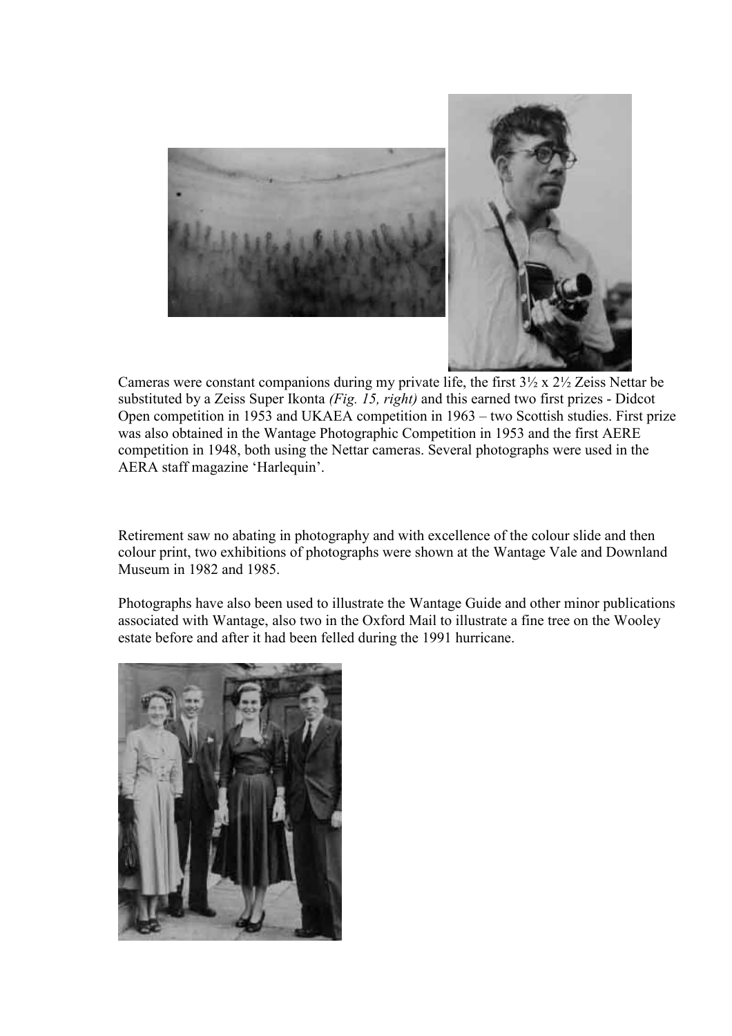Cameras were constant companions during my private life, the first 3½ x 2½ Zeiss Nettar be substituted by a Zeiss Super Ikonta *(Fig. 15, right)* and this earned two first prizes - Didcot Open competition in 1953 and UKAEA competition in 1963 – two Scottish studies. First prize was also obtained in the Wantage Photographic Competition in 1953 and the first AERE competition in 1948, both using the Nettar cameras. Several photographs were used in the AERA staff magazine 'Harlequin'.

Retirement saw no abating in photography and with excellence of the colour slide and then colour print, two exhibitions of photographs were shown at the Wantage Vale and Downland Museum in 1982 and 1985.

Photographs have also been used to illustrate the Wantage Guide and other minor publications associated with Wantage, also two in the Oxford Mail to illustrate a fine tree on the Wooley estate before and after it had been felled during the 1991 hurricane.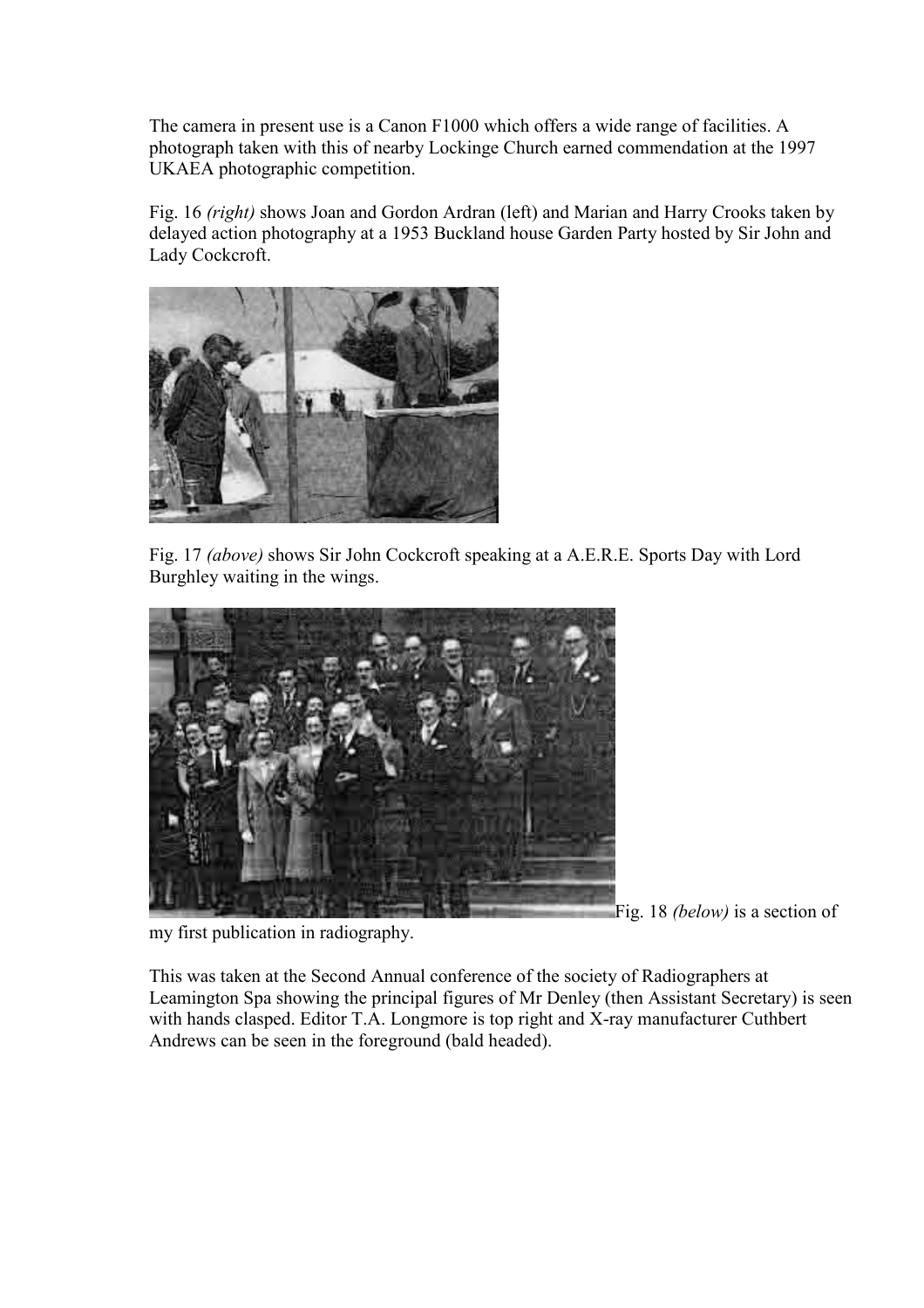The camera in present use is a Canon F1000 which offers a wide range of facilities. A photograph taken with this of nearby Lockinge Church earned commendation at the 1997 UKAEA photographic competition.

Fig. 16 *(right)* shows Joan and Gordon Ardran (left) and Marian and Harry Crooks taken by delayed action photography at a 1953 Buckland house Garden Party hosted by Sir John and Lady Cockcroft.

Fig. 17 *(above)* shows Sir John Cockcroft speaking at a A.E.R.E. Sports Day with Lord Burghley waiting in the wings.

Fig. 18 *(below)* is a section of my first publication in radiography.

This was taken at the Second Annual conference of the society of Radiographers at Leamington Spa showing the principal figures of Mr Denley (then Assistant Secretary) is seen with hands clasped. Editor T.A. Longmore is top right and X-ray manufacturer Cuthbert Andrews can be seen in the foreground (bald headed).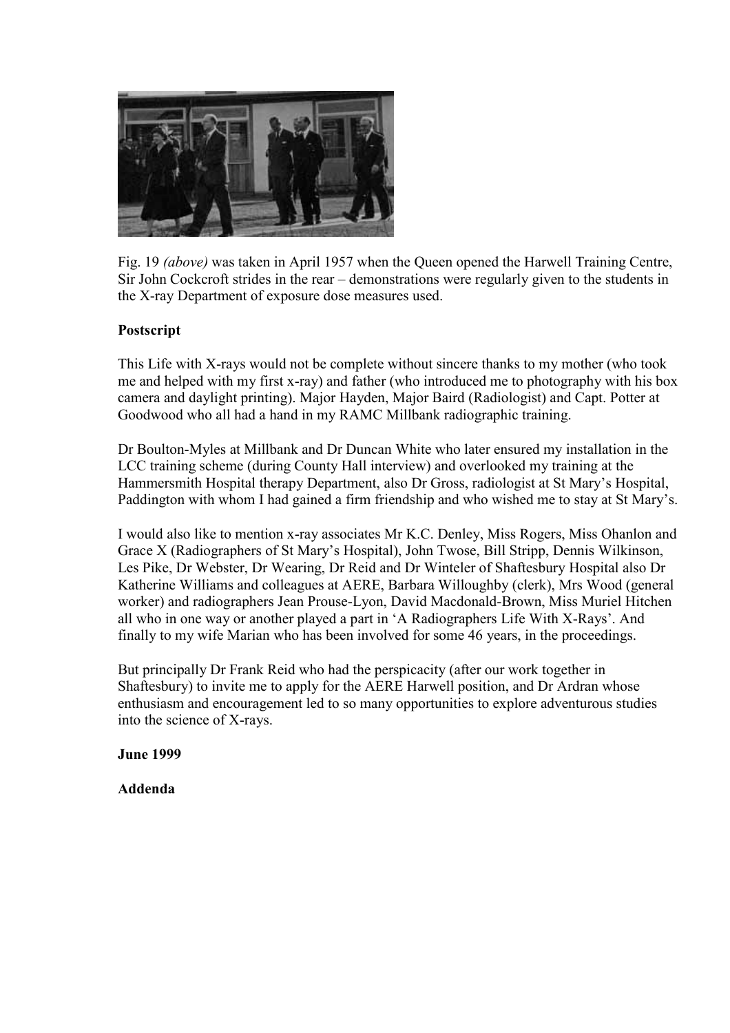Fig. 19 *(above)* was taken in April 1957 when the Queen opened the Harwell Training Centre, Sir John Cockcroft strides in the rear – demonstrations were regularly given to the students in the X-ray Department of exposure dose measures used.

**Postscript**

This Life with X-rays would not be complete without sincere thanks to my mother (who took me and helped with my first x-ray) and father (who introduced me to photography with his box camera and daylight printing). Major Hayden, Major Baird (Radiologist) and Capt. Potter at Goodwood who all had a hand in my RAMC Millbank radiographic training.

Dr Boulton-Myles at Millbank and Dr Duncan White who later ensured my installation in the LCC training scheme (during County Hall interview) and overlooked my training at the Hammersmith Hospital therapy Department, also Dr Gross, radiologist at St Mary's Hospital, Paddington with whom I had gained a firm friendship and who wished me to stay at St Mary's.

I would also like to mention x-ray associates Mr K.C. Denley, Miss Rogers, Miss Ohanlon and Grace X (Radiographers of St Mary's Hospital), John Twose, Bill Stripp, Dennis Wilkinson, Les Pike, Dr Webster, Dr Wearing, Dr Reid and Dr Winteler of Shaftesbury Hospital also Dr Katherine Williams and colleagues at AERE, Barbara Willoughby (clerk), Mrs Wood (general worker) and radiographers Jean Prouse-Lyon, David Macdonald-Brown, Miss Muriel Hitchen all who in one way or another played a part in 'A Radiographers Life With X-Rays'. And finally to my wife Marian who has been involved for some 46 years, in the proceedings.

But principally Dr Frank Reid who had the perspicacity (after our work together in Shaftesbury) to invite me to apply for the AERE Harwell position, and Dr Ardran whose enthusiasm and encouragement led to so many opportunities to explore adventurous studies into the science of X-rays.

**June 1999**

**Addenda**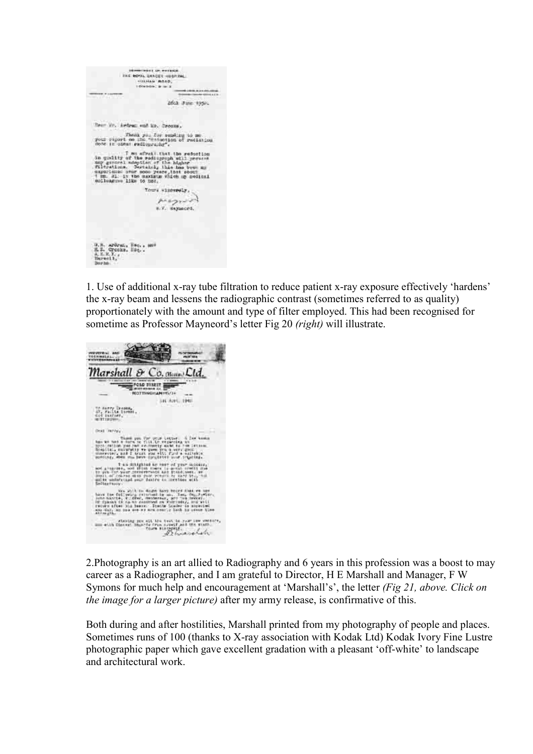1. Use of additional x-ray tube filtration to reduce patient x-ray exposure effectively 'hardens' the x-ray beam and lessens the radiographic contrast (sometimes referred to as quality) proportionately with the amount and type of filter employed. This had been recognised for sometime as Professor Mayneord's letter Fig 20 *(right)* will illustrate.

2.Photography is an art allied to Radiography and 6 years in this profession was a boost to may career as a Radiographer, and I am grateful to Director, H E Marshall and Manager, F W Symons for much help and encouragement at 'Marshall's', the letter *(Fig 21, above. Click on the image for a larger picture)* after my army release, is confirmative of this.

Both during and after hostilities, Marshall printed from my photography of people and places. Sometimes runs of 100 (thanks to X-ray association with Kodak Ltd) Kodak Ivory Fine Lustre photographic paper which gave excellent gradation with a pleasant 'off-white' to landscape and architectural work.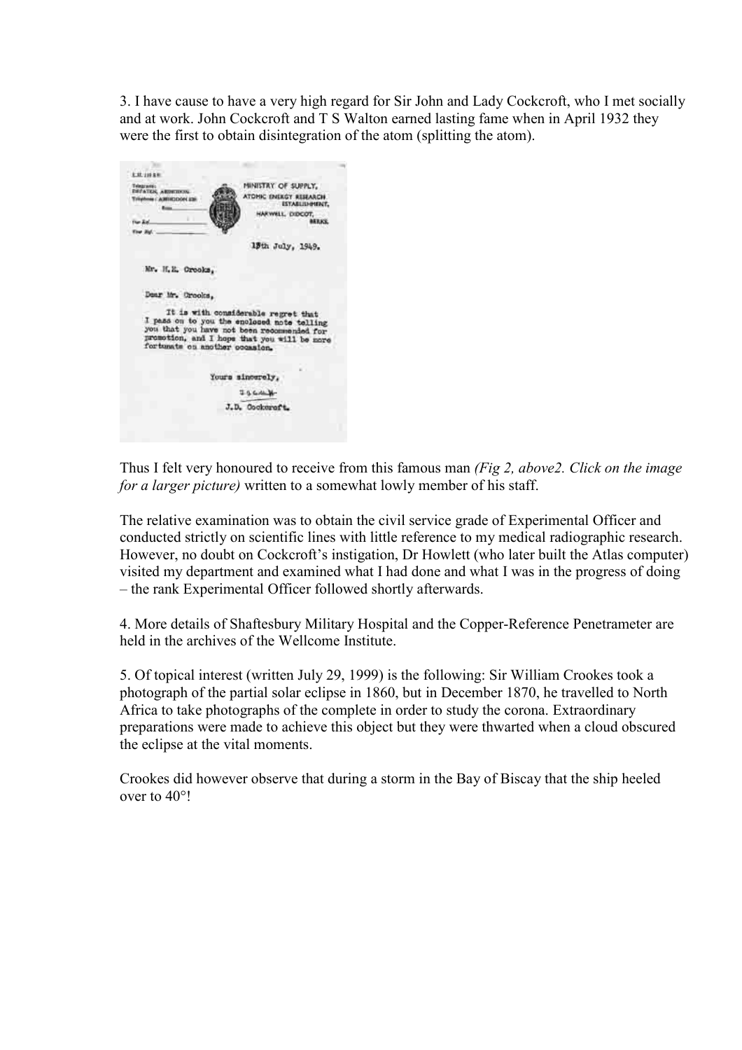3. I have cause to have a very high regard for Sir John and Lady Cockcroft, who I met socially and at work. John Cockcroft and T S Walton earned lasting fame when in April 1932 they were the first to obtain disintegration of the atom (splitting the atom).

> MINISTRY OF SUPPLY,
> ATOMIC ENERGY RESEARCH ESTABLISHMENT,
> HARWELL, DIDCOT, BERKS.
>
> 13th July, 1949.
>
> Mr. H.E. Crooks,
>
> Dear Mr. Crooks,
>
> It is with considerable regret that I pass on to you the enclosed note telling you that you have not been recommended for promotion, and I hope that you will be more fortunate on another occasion.
>
> Yours sincerely,
>
> J.D. Cockcroft.

Thus I felt very honoured to receive from this famous man *(Fig 2, above2. Click on the image for a larger picture)* written to a somewhat lowly member of his staff.

The relative examination was to obtain the civil service grade of Experimental Officer and conducted strictly on scientific lines with little reference to my medical radiographic research. However, no doubt on Cockcroft's instigation, Dr Howlett (who later built the Atlas computer) visited my department and examined what I had done and what I was in the progress of doing – the rank Experimental Officer followed shortly afterwards.

4. More details of Shaftesbury Military Hospital and the Copper-Reference Penetrameter are held in the archives of the Wellcome Institute.

5. Of topical interest (written July 29, 1999) is the following: Sir William Crookes took a photograph of the partial solar eclipse in 1860, but in December 1870, he travelled to North Africa to take photographs of the complete in order to study the corona. Extraordinary preparations were made to achieve this object but they were thwarted when a cloud obscured the eclipse at the vital moments.

Crookes did however observe that during a storm in the Bay of Biscay that the ship heeled over to 40°!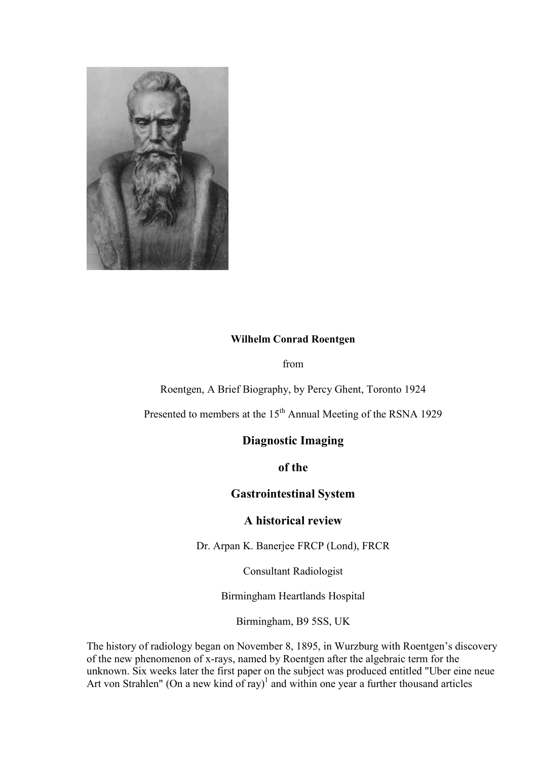**Wilhelm Conrad Roentgen**

from

Roentgen, A Brief Biography, by Percy Ghent, Toronto 1924

Presented to members at the 15th Annual Meeting of the RSNA 1929

# Diagnostic Imaging

# of the

# Gastrointestinal System

# A historical review

Dr. Arpan K. Banerjee FRCP (Lond), FRCR

Consultant Radiologist

Birmingham Heartlands Hospital

Birmingham, B9 5SS, UK

The history of radiology began on November 8, 1895, in Wurzburg with Roentgen's discovery of the new phenomenon of x-rays, named by Roentgen after the algebraic term for the unknown. Six weeks later the first paper on the subject was produced entitled "Uber eine neue Art von Strahlen" (On a new kind of ray)[1] and within one year a further thousand articles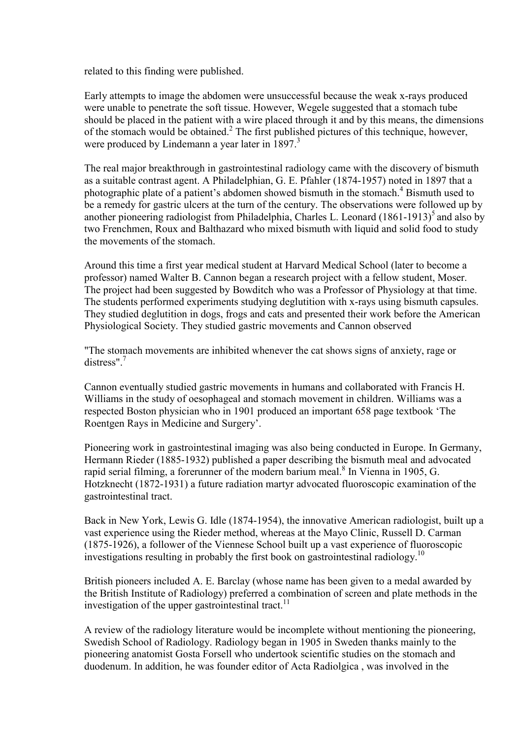related to this finding were published.

Early attempts to image the abdomen were unsuccessful because the weak x-rays produced were unable to penetrate the soft tissue. However, Wegele suggested that a stomach tube should be placed in the patient with a wire placed through it and by this means, the dimensions of the stomach would be obtained.[2] The first published pictures of this technique, however, were produced by Lindemann a year later in 1897.[3]

The real major breakthrough in gastrointestinal radiology came with the discovery of bismuth as a suitable contrast agent. A Philadelphian, G. E. Pfahler (1874-1957) noted in 1897 that a photographic plate of a patient's abdomen showed bismuth in the stomach.[4] Bismuth used to be a remedy for gastric ulcers at the turn of the century. The observations were followed up by another pioneering radiologist from Philadelphia, Charles L. Leonard (1861-1913)[5] and also by two Frenchmen, Roux and Balthazard who mixed bismuth with liquid and solid food to study the movements of the stomach.

Around this time a first year medical student at Harvard Medical School (later to become a professor) named Walter B. Cannon began a research project with a fellow student, Moser. The project had been suggested by Bowditch who was a Professor of Physiology at that time. The students performed experiments studying deglutition with x-rays using bismuth capsules. They studied deglutition in dogs, frogs and cats and presented their work before the American Physiological Society. They studied gastric movements and Cannon observed

"The stomach movements are inhibited whenever the cat shows signs of anxiety, rage or distress".[7]

Cannon eventually studied gastric movements in humans and collaborated with Francis H. Williams in the study of oesophageal and stomach movement in children. Williams was a respected Boston physician who in 1901 produced an important 658 page textbook 'The Roentgen Rays in Medicine and Surgery'.

Pioneering work in gastrointestinal imaging was also being conducted in Europe. In Germany, Hermann Rieder (1885-1932) published a paper describing the bismuth meal and advocated rapid serial filming, a forerunner of the modern barium meal.[8] In Vienna in 1905, G. Hotzknecht (1872-1931) a future radiation martyr advocated fluoroscopic examination of the gastrointestinal tract.

Back in New York, Lewis G. Idle (1874-1954), the innovative American radiologist, built up a vast experience using the Rieder method, whereas at the Mayo Clinic, Russell D. Carman (1875-1926), a follower of the Viennese School built up a vast experience of fluoroscopic investigations resulting in probably the first book on gastrointestinal radiology.[10]

British pioneers included A. E. Barclay (whose name has been given to a medal awarded by the British Institute of Radiology) preferred a combination of screen and plate methods in the investigation of the upper gastrointestinal tract.[11]

A review of the radiology literature would be incomplete without mentioning the pioneering, Swedish School of Radiology. Radiology began in 1905 in Sweden thanks mainly to the pioneering anatomist Gosta Forsell who undertook scientific studies on the stomach and duodenum. In addition, he was founder editor of Acta Radiolgica , was involved in the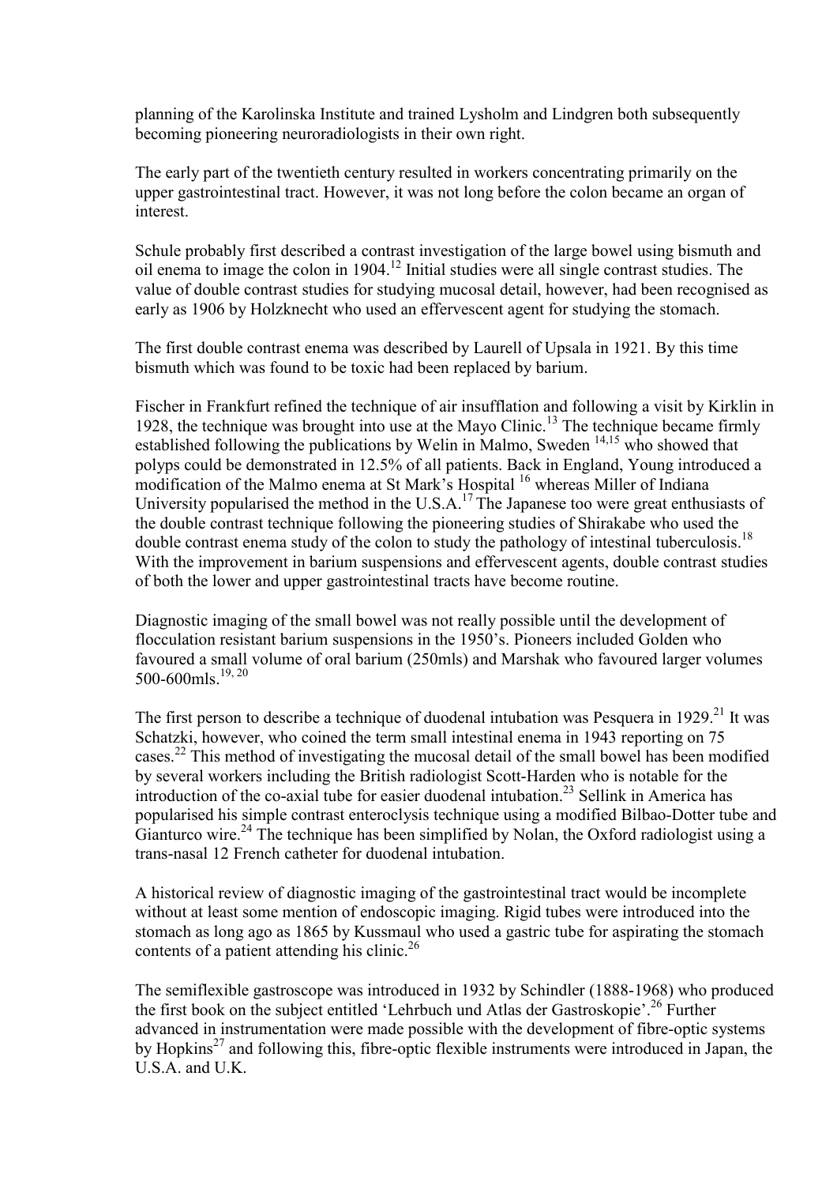planning of the Karolinska Institute and trained Lysholm and Lindgren both subsequently becoming pioneering neuroradiologists in their own right.

The early part of the twentieth century resulted in workers concentrating primarily on the upper gastrointestinal tract. However, it was not long before the colon became an organ of interest.

Schule probably first described a contrast investigation of the large bowel using bismuth and oil enema to image the colon in 1904.[12] Initial studies were all single contrast studies. The value of double contrast studies for studying mucosal detail, however, had been recognised as early as 1906 by Holzknecht who used an effervescent agent for studying the stomach.

The first double contrast enema was described by Laurell of Upsala in 1921. By this time bismuth which was found to be toxic had been replaced by barium.

Fischer in Frankfurt refined the technique of air insufflation and following a visit by Kirklin in 1928, the technique was brought into use at the Mayo Clinic.[13] The technique became firmly established following the publications by Welin in Malmo, Sweden [14,15] who showed that polyps could be demonstrated in 12.5% of all patients. Back in England, Young introduced a modification of the Malmo enema at St Mark's Hospital [16] whereas Miller of Indiana University popularised the method in the U.S.A.[17] The Japanese too were great enthusiasts of the double contrast technique following the pioneering studies of Shirakabe who used the double contrast enema study of the colon to study the pathology of intestinal tuberculosis.[18] With the improvement in barium suspensions and effervescent agents, double contrast studies of both the lower and upper gastrointestinal tracts have become routine.

Diagnostic imaging of the small bowel was not really possible until the development of flocculation resistant barium suspensions in the 1950's. Pioneers included Golden who favoured a small volume of oral barium (250mls) and Marshak who favoured larger volumes 500-600mls.[19, 20]

The first person to describe a technique of duodenal intubation was Pesquera in 1929.[21] It was Schatzki, however, who coined the term small intestinal enema in 1943 reporting on 75 cases.[22] This method of investigating the mucosal detail of the small bowel has been modified by several workers including the British radiologist Scott-Harden who is notable for the introduction of the co-axial tube for easier duodenal intubation.[23] Sellink in America has popularised his simple contrast enteroclysis technique using a modified Bilbao-Dotter tube and Gianturco wire.[24] The technique has been simplified by Nolan, the Oxford radiologist using a trans-nasal 12 French catheter for duodenal intubation.

A historical review of diagnostic imaging of the gastrointestinal tract would be incomplete without at least some mention of endoscopic imaging. Rigid tubes were introduced into the stomach as long ago as 1865 by Kussmaul who used a gastric tube for aspirating the stomach contents of a patient attending his clinic.[26]

The semiflexible gastroscope was introduced in 1932 by Schindler (1888-1968) who produced the first book on the subject entitled 'Lehrbuch und Atlas der Gastroskopie'.[26] Further advanced in instrumentation were made possible with the development of fibre-optic systems by Hopkins[27] and following this, fibre-optic flexible instruments were introduced in Japan, the U.S.A. and U.K.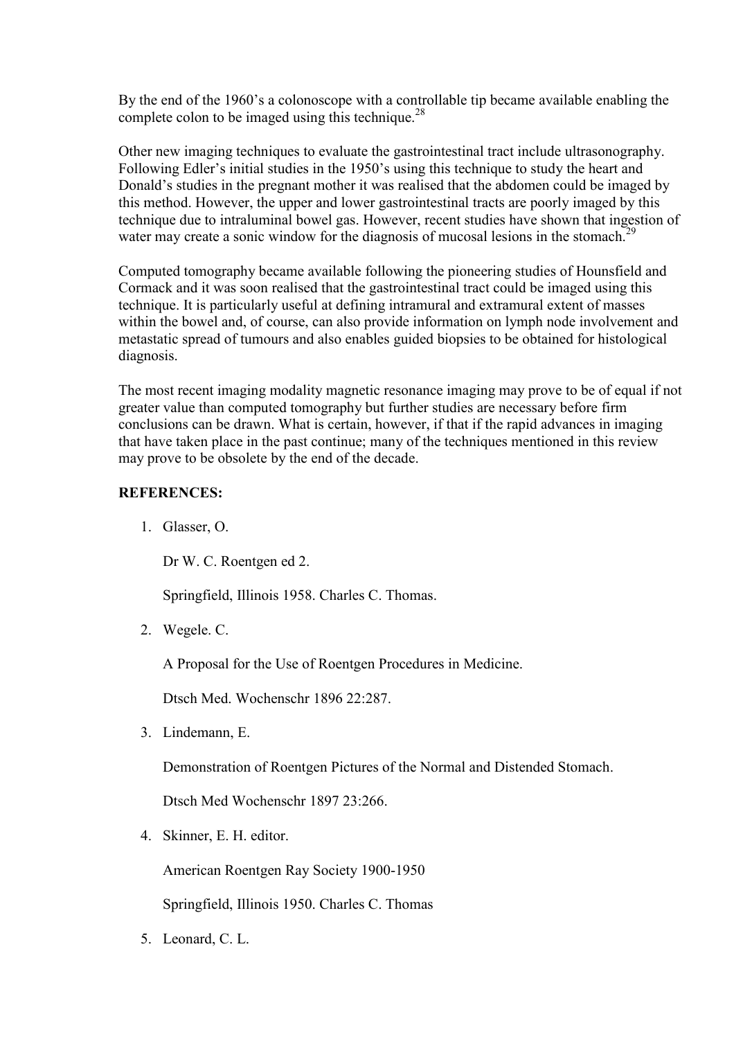By the end of the 1960's a colonoscope with a controllable tip became available enabling the complete colon to be imaged using this technique.[28]

Other new imaging techniques to evaluate the gastrointestinal tract include ultrasonography. Following Edler's initial studies in the 1950's using this technique to study the heart and Donald's studies in the pregnant mother it was realised that the abdomen could be imaged by this method. However, the upper and lower gastrointestinal tracts are poorly imaged by this technique due to intraluminal bowel gas. However, recent studies have shown that ingestion of water may create a sonic window for the diagnosis of mucosal lesions in the stomach.[29]

Computed tomography became available following the pioneering studies of Hounsfield and Cormack and it was soon realised that the gastrointestinal tract could be imaged using this technique. It is particularly useful at defining intramural and extramural extent of masses within the bowel and, of course, can also provide information on lymph node involvement and metastatic spread of tumours and also enables guided biopsies to be obtained for histological diagnosis.

The most recent imaging modality magnetic resonance imaging may prove to be of equal if not greater value than computed tomography but further studies are necessary before firm conclusions can be drawn. What is certain, however, if that if the rapid advances in imaging that have taken place in the past continue; many of the techniques mentioned in this review may prove to be obsolete by the end of the decade.

**REFERENCES:**

1. Glasser, O.

   Dr W. C. Roentgen ed 2.

   Springfield, Illinois 1958. Charles C. Thomas.

2. Wegele. C.

   A Proposal for the Use of Roentgen Procedures in Medicine.

   Dtsch Med. Wochenschr 1896 22:287.

3. Lindemann, E.

   Demonstration of Roentgen Pictures of the Normal and Distended Stomach.

   Dtsch Med Wochenschr 1897 23:266.

4. Skinner, E. H. editor.

   American Roentgen Ray Society 1900-1950

   Springfield, Illinois 1950. Charles C. Thomas

5. Leonard, C. L.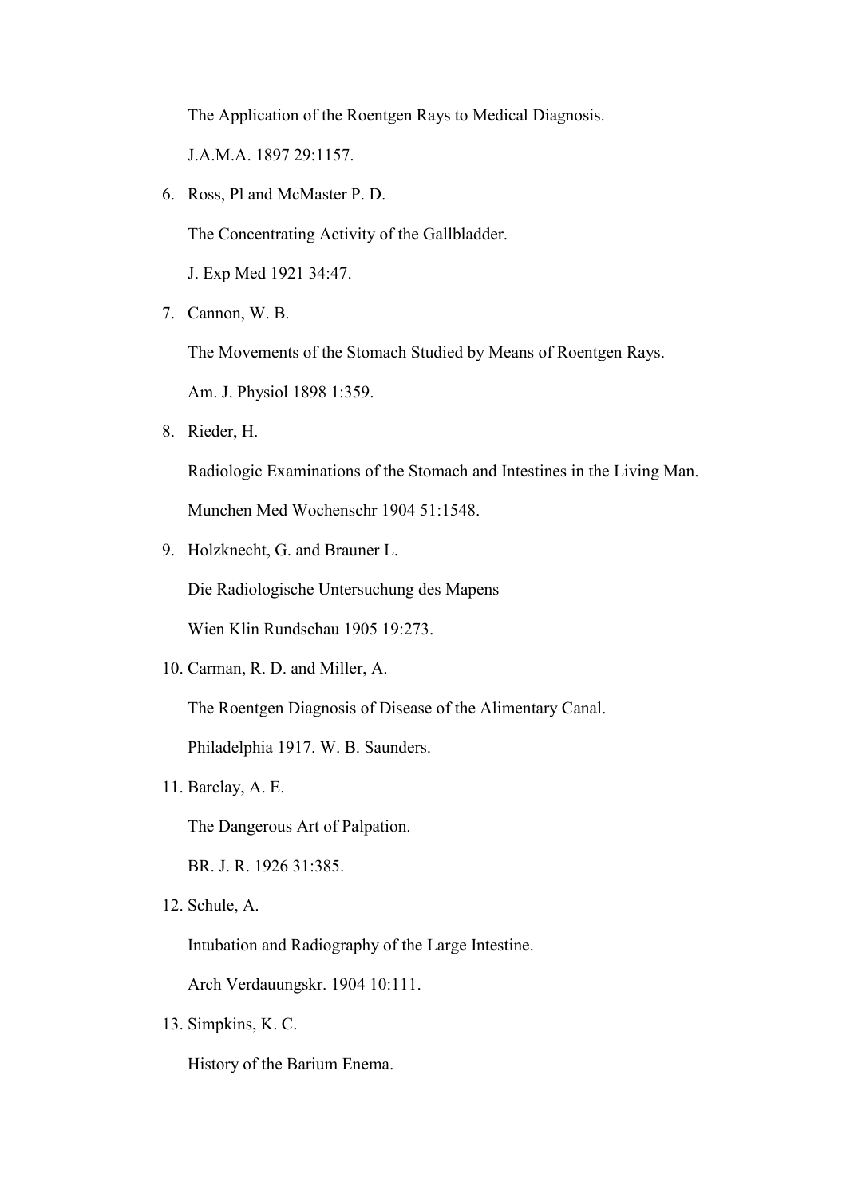The Application of the Roentgen Rays to Medical Diagnosis.

J.A.M.A. 1897 29:1157.

6. Ross, Pl and McMaster P. D.

   The Concentrating Activity of the Gallbladder.

   J. Exp Med 1921 34:47.

7. Cannon, W. B.

   The Movements of the Stomach Studied by Means of Roentgen Rays.

   Am. J. Physiol 1898 1:359.

8. Rieder, H.

   Radiologic Examinations of the Stomach and Intestines in the Living Man.

   Munchen Med Wochenschr 1904 51:1548.

9. Holzknecht, G. and Brauner L.

   Die Radiologische Untersuchung des Mapens

   Wien Klin Rundschau 1905 19:273.

10. Carman, R. D. and Miller, A.

    The Roentgen Diagnosis of Disease of the Alimentary Canal.

    Philadelphia 1917. W. B. Saunders.

11. Barclay, A. E.

    The Dangerous Art of Palpation.

    BR. J. R. 1926 31:385.

12. Schule, A.

    Intubation and Radiography of the Large Intestine.

    Arch Verdauungskr. 1904 10:111.

13. Simpkins, K. C.

    History of the Barium Enema.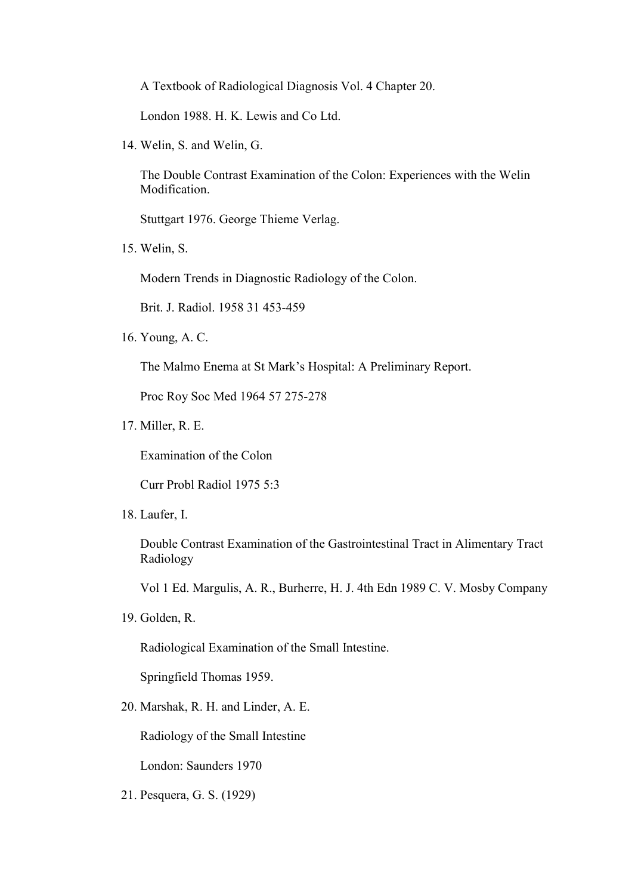A Textbook of Radiological Diagnosis Vol. 4 Chapter 20.

London 1988. H. K. Lewis and Co Ltd.

14. Welin, S. and Welin, G.

    The Double Contrast Examination of the Colon: Experiences with the Welin Modification.

    Stuttgart 1976. George Thieme Verlag.

15. Welin, S.

    Modern Trends in Diagnostic Radiology of the Colon.

    Brit. J. Radiol. 1958 31 453-459

16. Young, A. C.

    The Malmo Enema at St Mark's Hospital: A Preliminary Report.

    Proc Roy Soc Med 1964 57 275-278

17. Miller, R. E.

    Examination of the Colon

    Curr Probl Radiol 1975 5:3

18. Laufer, I.

    Double Contrast Examination of the Gastrointestinal Tract in Alimentary Tract Radiology

    Vol 1 Ed. Margulis, A. R., Burherre, H. J. 4th Edn 1989 C. V. Mosby Company

19. Golden, R.

    Radiological Examination of the Small Intestine.

    Springfield Thomas 1959.

20. Marshak, R. H. and Linder, A. E.

    Radiology of the Small Intestine

    London: Saunders 1970

21. Pesquera, G. S. (1929)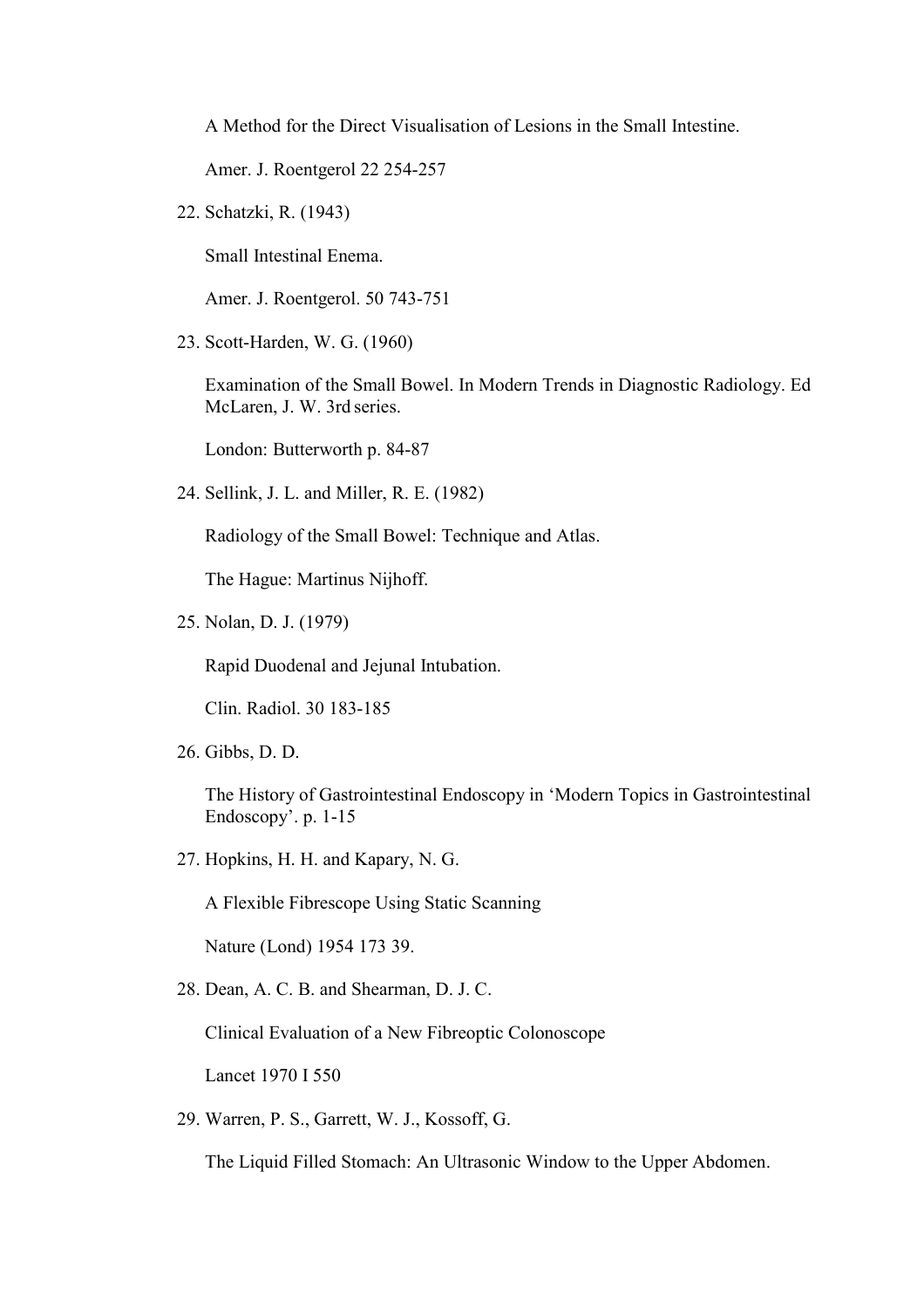A Method for the Direct Visualisation of Lesions in the Small Intestine.

Amer. J. Roentgerol 22 254-257

22. Schatzki, R. (1943)

    Small Intestinal Enema.

    Amer. J. Roentgerol. 50 743-751

23. Scott-Harden, W. G. (1960)

    Examination of the Small Bowel. In Modern Trends in Diagnostic Radiology. Ed McLaren, J. W. 3rd series.

    London: Butterworth p. 84-87

24. Sellink, J. L. and Miller, R. E. (1982)

    Radiology of the Small Bowel: Technique and Atlas.

    The Hague: Martinus Nijhoff.

25. Nolan, D. J. (1979)

    Rapid Duodenal and Jejunal Intubation.

    Clin. Radiol. 30 183-185

26. Gibbs, D. D.

    The History of Gastrointestinal Endoscopy in 'Modern Topics in Gastrointestinal Endoscopy'. p. 1-15

27. Hopkins, H. H. and Kapary, N. G.

    A Flexible Fibrescope Using Static Scanning

    Nature (Lond) 1954 173 39.

28. Dean, A. C. B. and Shearman, D. J. C.

    Clinical Evaluation of a New Fibreoptic Colonoscope

    Lancet 1970 I 550

29. Warren, P. S., Garrett, W. J., Kossoff, G.

    The Liquid Filled Stomach: An Ultrasonic Window to the Upper Abdomen.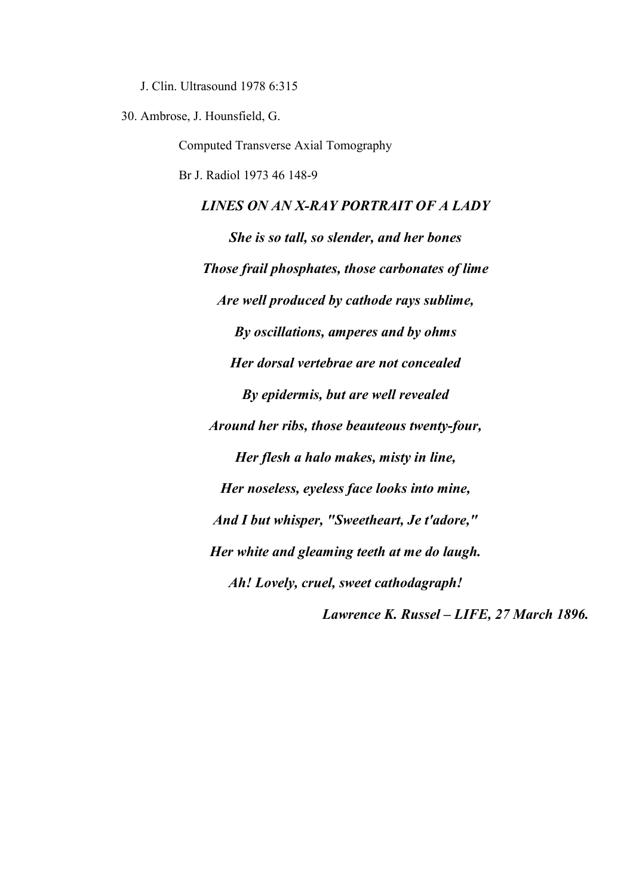J. Clin. Ultrasound 1978 6:315

30. Ambrose, J. Hounsfield, G.

    Computed Transverse Axial Tomography

    Br J. Radiol 1973 46 148-9

***LINES ON AN X-RAY PORTRAIT OF A LADY***

***She is so tall, so slender, and her bones***

***Those frail phosphates, those carbonates of lime***

***Are well produced by cathode rays sublime,***

***By oscillations, amperes and by ohms***

***Her dorsal vertebrae are not concealed***

***By epidermis, but are well revealed***

***Around her ribs, those beauteous twenty-four,***

***Her flesh a halo makes, misty in line,***

***Her noseless, eyeless face looks into mine,***

***And I but whisper, "Sweetheart, Je t'adore,"***

***Her white and gleaming teeth at me do laugh.***

***Ah! Lovely, cruel, sweet cathodagraph!***

***Lawrence K. Russel – LIFE, 27 March 1896.***